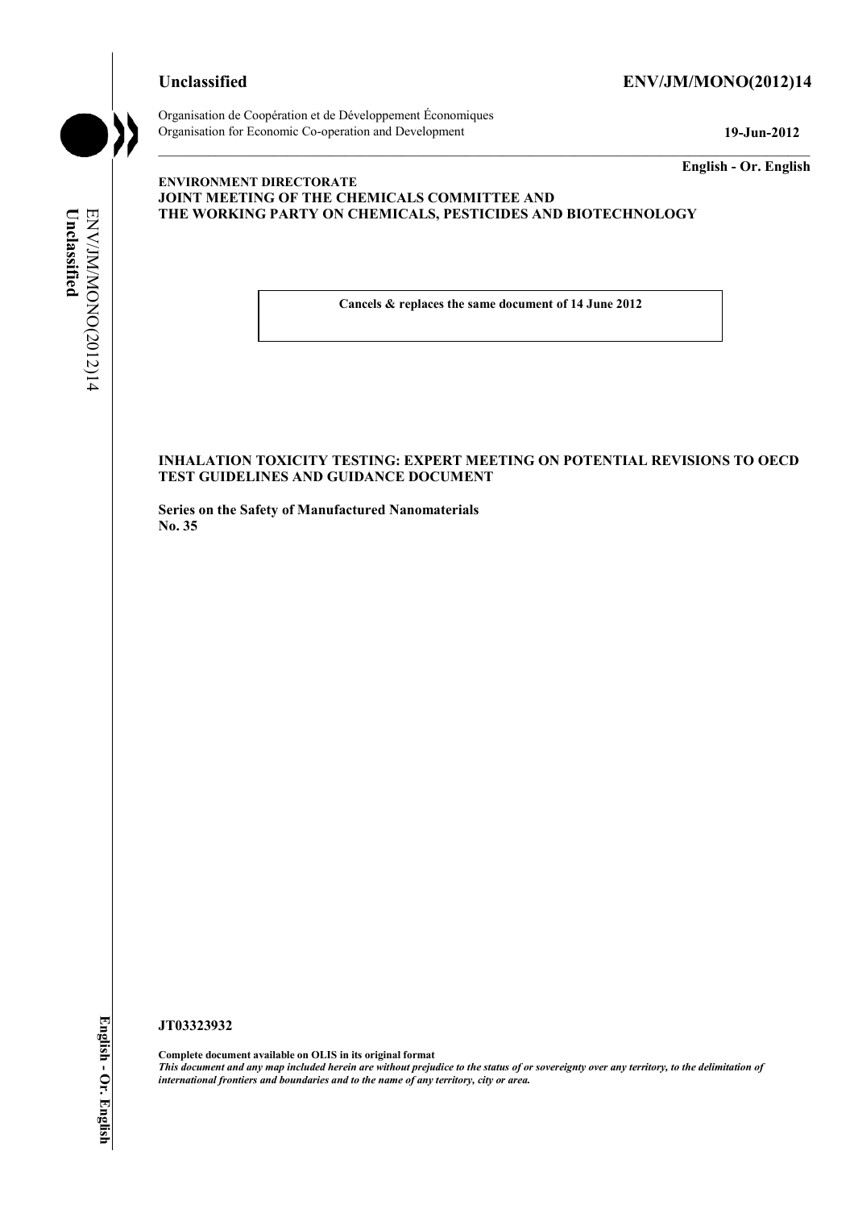**Unclassified** **ENV/JM/MONO(2012)14**

Organisation de Coopération et de Développement Économiques
Organisation for Economic Co-operation and Development **19-Jun-2012**

**English - Or. English**

**ENVIRONMENT DIRECTORATE**
**JOINT MEETING OF THE CHEMICALS COMMITTEE AND**
**THE WORKING PARTY ON CHEMICALS, PESTICIDES AND BIOTECHNOLOGY**

**Cancels & replaces the same document of 14 June 2012**

**INHALATION TOXICITY TESTING: EXPERT MEETING ON POTENTIAL REVISIONS TO OECD TEST GUIDELINES AND GUIDANCE DOCUMENT**

**Series on the Safety of Manufactured Nanomaterials**
**No. 35**

**JT03323932**

**Complete document available on OLIS in its original format**
***This document and any map included herein are without prejudice to the status of or sovereignty over any territory, to the delimitation of international frontiers and boundaries and to the name of any territory, city or area.***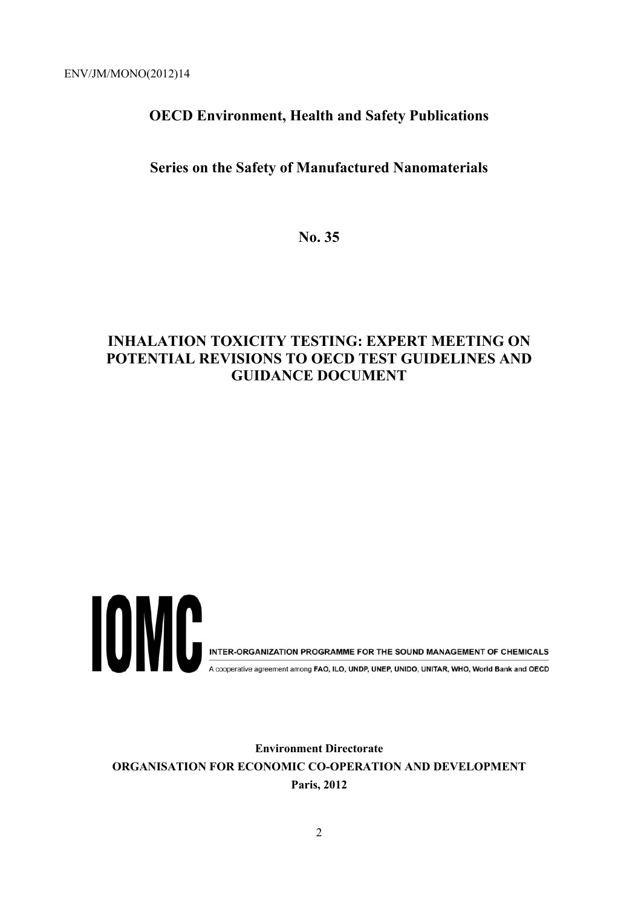ENV/JM/MONO(2012)14

**OECD Environment, Health and Safety Publications**

**Series on the Safety of Manufactured Nanomaterials**

**No. 35**

# INHALATION TOXICITY TESTING: EXPERT MEETING ON POTENTIAL REVISIONS TO OECD TEST GUIDELINES AND GUIDANCE DOCUMENT

IOMC

INTER-ORGANIZATION PROGRAMME FOR THE SOUND MANAGEMENT OF CHEMICALS

A cooperative agreement among FAO, ILO, UNDP, UNEP, UNIDO, UNITAR, WHO, World Bank and OECD

**Environment Directorate**

**ORGANISATION FOR ECONOMIC CO-OPERATION AND DEVELOPMENT**

**Paris, 2012**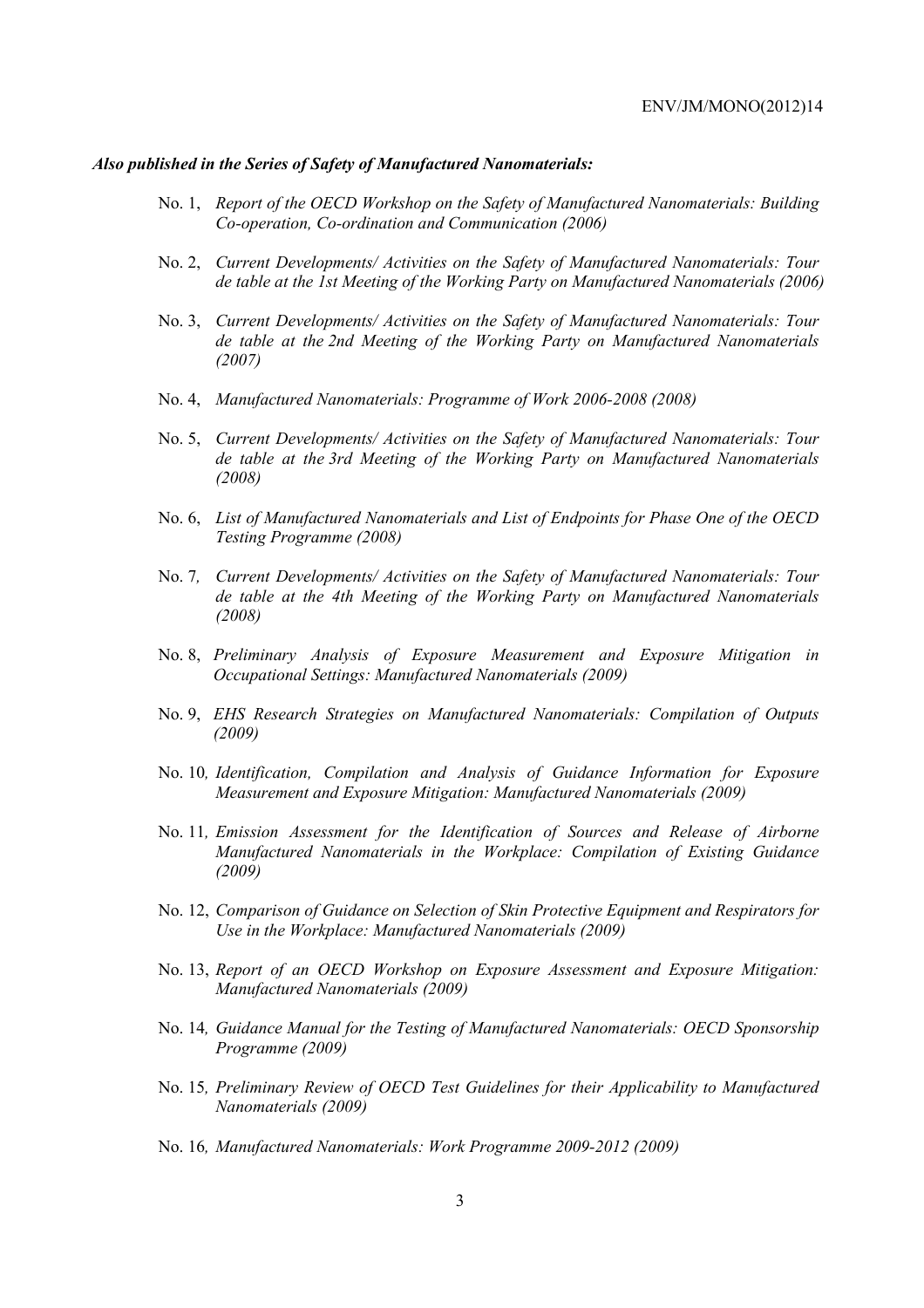***Also published in the Series of Safety of Manufactured Nanomaterials:***

No. 1, *Report of the OECD Workshop on the Safety of Manufactured Nanomaterials: Building Co-operation, Co-ordination and Communication (2006)*

No. 2, *Current Developments/ Activities on the Safety of Manufactured Nanomaterials: Tour de table at the 1st Meeting of the Working Party on Manufactured Nanomaterials (2006)*

No. 3, *Current Developments/ Activities on the Safety of Manufactured Nanomaterials: Tour de table at the 2nd Meeting of the Working Party on Manufactured Nanomaterials (2007)*

No. 4, *Manufactured Nanomaterials: Programme of Work 2006-2008 (2008)*

No. 5, *Current Developments/ Activities on the Safety of Manufactured Nanomaterials: Tour de table at the 3rd Meeting of the Working Party on Manufactured Nanomaterials (2008)*

No. 6, *List of Manufactured Nanomaterials and List of Endpoints for Phase One of the OECD Testing Programme (2008)*

No. 7, *Current Developments/ Activities on the Safety of Manufactured Nanomaterials: Tour de table at the 4th Meeting of the Working Party on Manufactured Nanomaterials (2008)*

No. 8, *Preliminary Analysis of Exposure Measurement and Exposure Mitigation in Occupational Settings: Manufactured Nanomaterials (2009)*

No. 9, *EHS Research Strategies on Manufactured Nanomaterials: Compilation of Outputs (2009)*

No. 10, *Identification, Compilation and Analysis of Guidance Information for Exposure Measurement and Exposure Mitigation: Manufactured Nanomaterials (2009)*

No. 11, *Emission Assessment for the Identification of Sources and Release of Airborne Manufactured Nanomaterials in the Workplace: Compilation of Existing Guidance (2009)*

No. 12, *Comparison of Guidance on Selection of Skin Protective Equipment and Respirators for Use in the Workplace: Manufactured Nanomaterials (2009)*

No. 13, *Report of an OECD Workshop on Exposure Assessment and Exposure Mitigation: Manufactured Nanomaterials (2009)*

No. 14, *Guidance Manual for the Testing of Manufactured Nanomaterials: OECD Sponsorship Programme (2009)*

No. 15, *Preliminary Review of OECD Test Guidelines for their Applicability to Manufactured Nanomaterials (2009)*

No. 16, *Manufactured Nanomaterials: Work Programme 2009-2012 (2009)*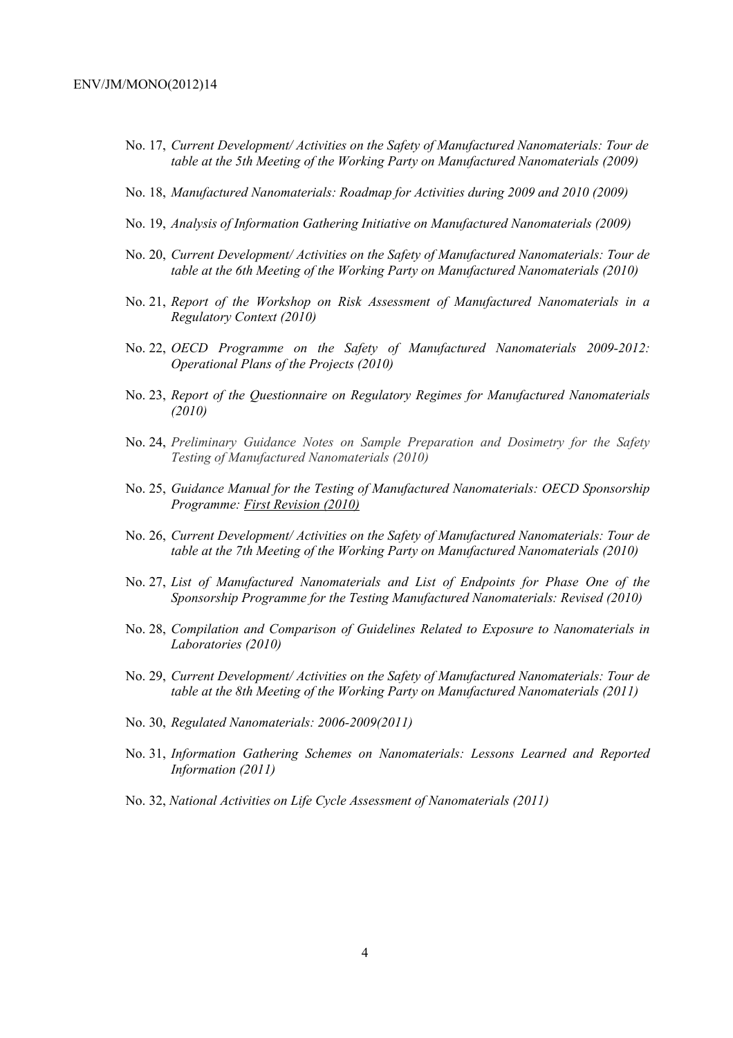No. 17, *Current Development/ Activities on the Safety of Manufactured Nanomaterials: Tour de table at the 5th Meeting of the Working Party on Manufactured Nanomaterials (2009)*

No. 18, *Manufactured Nanomaterials: Roadmap for Activities during 2009 and 2010 (2009)*

No. 19, *Analysis of Information Gathering Initiative on Manufactured Nanomaterials (2009)*

No. 20, *Current Development/ Activities on the Safety of Manufactured Nanomaterials: Tour de table at the 6th Meeting of the Working Party on Manufactured Nanomaterials (2010)*

No. 21, *Report of the Workshop on Risk Assessment of Manufactured Nanomaterials in a Regulatory Context (2010)*

No. 22, *OECD Programme on the Safety of Manufactured Nanomaterials 2009-2012: Operational Plans of the Projects (2010)*

No. 23, *Report of the Questionnaire on Regulatory Regimes for Manufactured Nanomaterials (2010)*

No. 24, *Preliminary Guidance Notes on Sample Preparation and Dosimetry for the Safety Testing of Manufactured Nanomaterials (2010)*

No. 25, *Guidance Manual for the Testing of Manufactured Nanomaterials: OECD Sponsorship Programme: First Revision (2010)*

No. 26, *Current Development/ Activities on the Safety of Manufactured Nanomaterials: Tour de table at the 7th Meeting of the Working Party on Manufactured Nanomaterials (2010)*

No. 27, *List of Manufactured Nanomaterials and List of Endpoints for Phase One of the Sponsorship Programme for the Testing Manufactured Nanomaterials: Revised (2010)*

No. 28, *Compilation and Comparison of Guidelines Related to Exposure to Nanomaterials in Laboratories (2010)*

No. 29, *Current Development/ Activities on the Safety of Manufactured Nanomaterials: Tour de table at the 8th Meeting of the Working Party on Manufactured Nanomaterials (2011)*

No. 30, *Regulated Nanomaterials: 2006-2009(2011)*

No. 31, *Information Gathering Schemes on Nanomaterials: Lessons Learned and Reported Information (2011)*

No. 32, *National Activities on Life Cycle Assessment of Nanomaterials (2011)*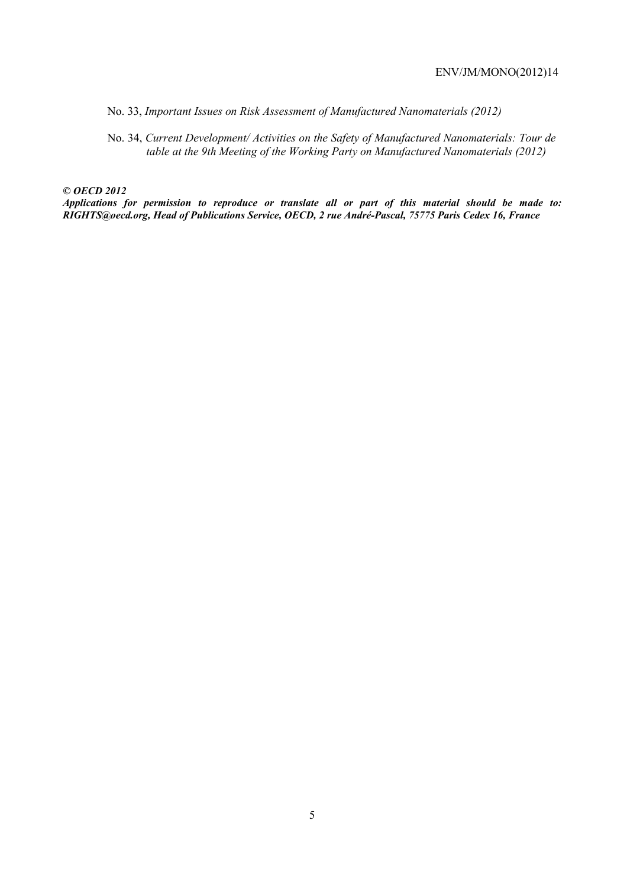No. 33, *Important Issues on Risk Assessment of Manufactured Nanomaterials (2012)*

No. 34, *Current Development/ Activities on the Safety of Manufactured Nanomaterials: Tour de table at the 9th Meeting of the Working Party on Manufactured Nanomaterials (2012)*

***© OECD 2012***

***Applications for permission to reproduce or translate all or part of this material should be made to: RIGHTS@oecd.org, Head of Publications Service, OECD, 2 rue André-Pascal, 75775 Paris Cedex 16, France***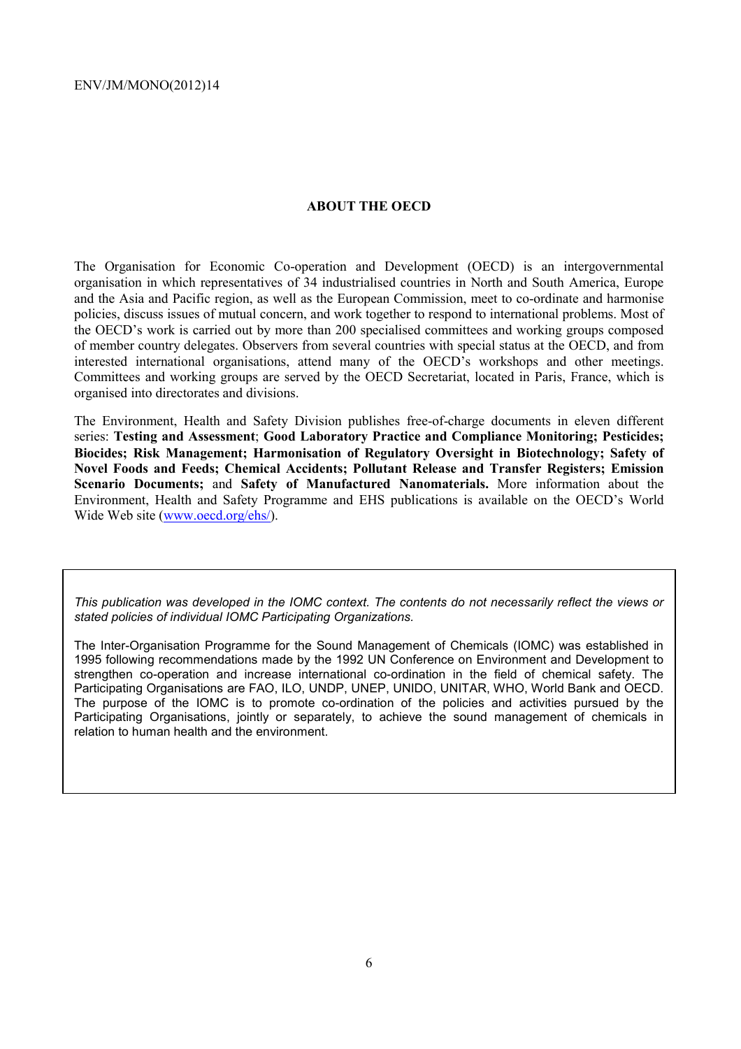## ABOUT THE OECD

The Organisation for Economic Co-operation and Development (OECD) is an intergovernmental organisation in which representatives of 34 industrialised countries in North and South America, Europe and the Asia and Pacific region, as well as the European Commission, meet to co-ordinate and harmonise policies, discuss issues of mutual concern, and work together to respond to international problems. Most of the OECD's work is carried out by more than 200 specialised committees and working groups composed of member country delegates. Observers from several countries with special status at the OECD, and from interested international organisations, attend many of the OECD's workshops and other meetings. Committees and working groups are served by the OECD Secretariat, located in Paris, France, which is organised into directorates and divisions.

The Environment, Health and Safety Division publishes free-of-charge documents in eleven different series: **Testing and Assessment**; **Good Laboratory Practice and Compliance Monitoring; Pesticides; Biocides; Risk Management; Harmonisation of Regulatory Oversight in Biotechnology; Safety of Novel Foods and Feeds; Chemical Accidents; Pollutant Release and Transfer Registers; Emission Scenario Documents;** and **Safety of Manufactured Nanomaterials.** More information about the Environment, Health and Safety Programme and EHS publications is available on the OECD's World Wide Web site (www.oecd.org/ehs/).

*This publication was developed in the IOMC context. The contents do not necessarily reflect the views or stated policies of individual IOMC Participating Organizations.*

The Inter-Organisation Programme for the Sound Management of Chemicals (IOMC) was established in 1995 following recommendations made by the 1992 UN Conference on Environment and Development to strengthen co-operation and increase international co-ordination in the field of chemical safety. The Participating Organisations are FAO, ILO, UNDP, UNEP, UNIDO, UNITAR, WHO, World Bank and OECD. The purpose of the IOMC is to promote co-ordination of the policies and activities pursued by the Participating Organisations, jointly or separately, to achieve the sound management of chemicals in relation to human health and the environment.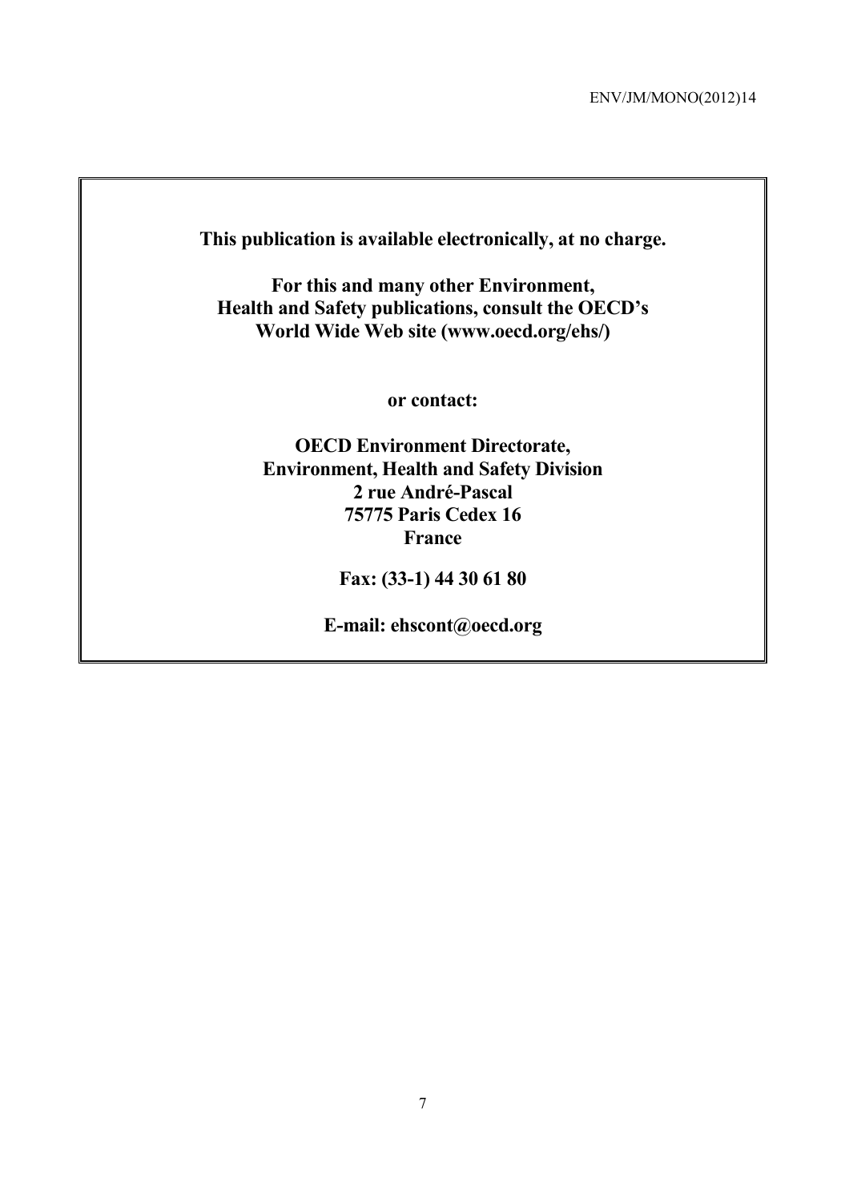**This publication is available electronically, at no charge.**

**For this and many other Environment, Health and Safety publications, consult the OECD's World Wide Web site (www.oecd.org/ehs/)**

**or contact:**

**OECD Environment Directorate,**
**Environment, Health and Safety Division**
**2 rue André-Pascal**
**75775 Paris Cedex 16**
**France**

**Fax: (33-1) 44 30 61 80**

**E-mail: ehscont@oecd.org**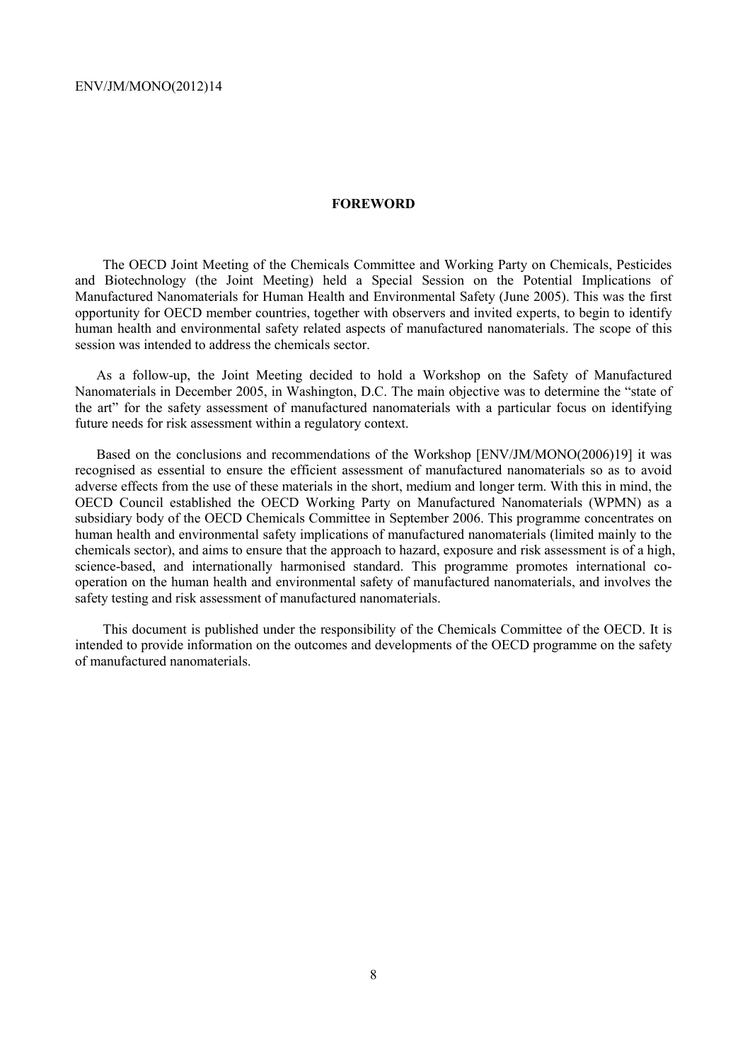# FOREWORD

The OECD Joint Meeting of the Chemicals Committee and Working Party on Chemicals, Pesticides and Biotechnology (the Joint Meeting) held a Special Session on the Potential Implications of Manufactured Nanomaterials for Human Health and Environmental Safety (June 2005). This was the first opportunity for OECD member countries, together with observers and invited experts, to begin to identify human health and environmental safety related aspects of manufactured nanomaterials. The scope of this session was intended to address the chemicals sector.

As a follow-up, the Joint Meeting decided to hold a Workshop on the Safety of Manufactured Nanomaterials in December 2005, in Washington, D.C. The main objective was to determine the "state of the art" for the safety assessment of manufactured nanomaterials with a particular focus on identifying future needs for risk assessment within a regulatory context.

Based on the conclusions and recommendations of the Workshop [ENV/JM/MONO(2006)19] it was recognised as essential to ensure the efficient assessment of manufactured nanomaterials so as to avoid adverse effects from the use of these materials in the short, medium and longer term. With this in mind, the OECD Council established the OECD Working Party on Manufactured Nanomaterials (WPMN) as a subsidiary body of the OECD Chemicals Committee in September 2006. This programme concentrates on human health and environmental safety implications of manufactured nanomaterials (limited mainly to the chemicals sector), and aims to ensure that the approach to hazard, exposure and risk assessment is of a high, science-based, and internationally harmonised standard. This programme promotes international co-operation on the human health and environmental safety of manufactured nanomaterials, and involves the safety testing and risk assessment of manufactured nanomaterials.

This document is published under the responsibility of the Chemicals Committee of the OECD. It is intended to provide information on the outcomes and developments of the OECD programme on the safety of manufactured nanomaterials.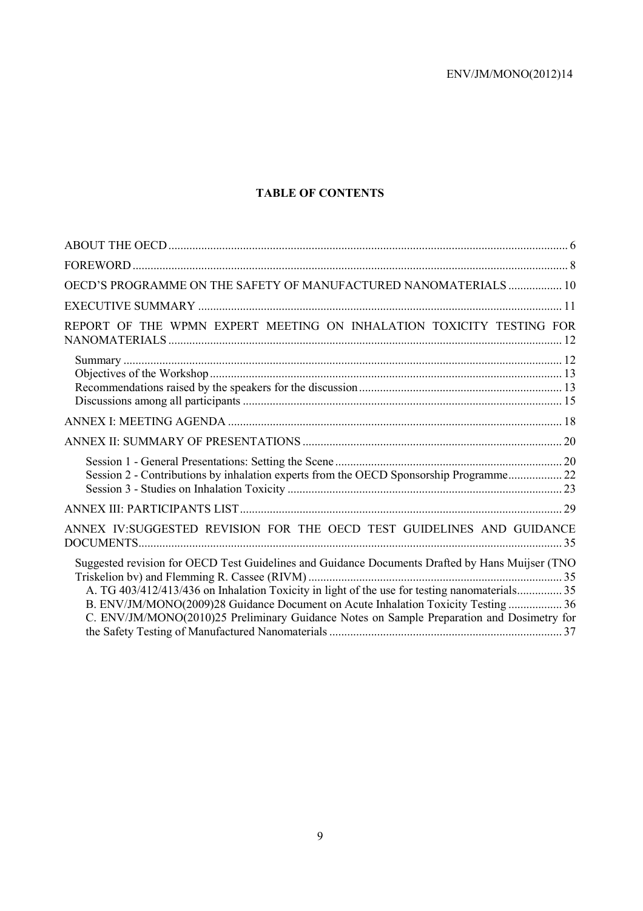**TABLE OF CONTENTS**

ABOUT THE OECD .................................................................................................................................... 6

FOREWORD ................................................................................................................................................ 8

OECD'S PROGRAMME ON THE SAFETY OF MANUFACTURED NANOMATERIALS .................. 10

EXECUTIVE SUMMARY ......................................................................................................................... 11

REPORT OF THE WPMN EXPERT MEETING ON INHALATION TOXICITY TESTING FOR NANOMATERIALS .................................................................................................................................. 12

- Summary ................................................................................................................................................. 12
- Objectives of the Workshop ..................................................................................................................... 13
- Recommendations raised by the speakers for the discussion ................................................................... 13
- Discussions among all participants .......................................................................................................... 15

ANNEX I: MEETING AGENDA .............................................................................................................. 18

ANNEX II: SUMMARY OF PRESENTATIONS ..................................................................................... 20

- Session 1 - General Presentations: Setting the Scene ........................................................................... 20
- Session 2 - Contributions by inhalation experts from the OECD Sponsorship Programme .................. 22
- Session 3 - Studies on Inhalation Toxicity ........................................................................................... 23

ANNEX III: PARTICIPANTS LIST .......................................................................................................... 29

ANNEX IV:SUGGESTED REVISION FOR THE OECD TEST GUIDELINES AND GUIDANCE DOCUMENTS ............................................................................................................................................ 35

Suggested revision for OECD Test Guidelines and Guidance Documents Drafted by Hans Muijser (TNO Triskelion bv) and Flemming R. Cassee (RIVM) .................................................................................... 35

- A. TG 403/412/413/436 on Inhalation Toxicity in light of the use for testing nanomaterials ............... 35
- B. ENV/JM/MONO(2009)28 Guidance Document on Acute Inhalation Toxicity Testing .................. 36
- C. ENV/JM/MONO(2010)25 Preliminary Guidance Notes on Sample Preparation and Dosimetry for the Safety Testing of Manufactured Nanomaterials ............................................................................. 37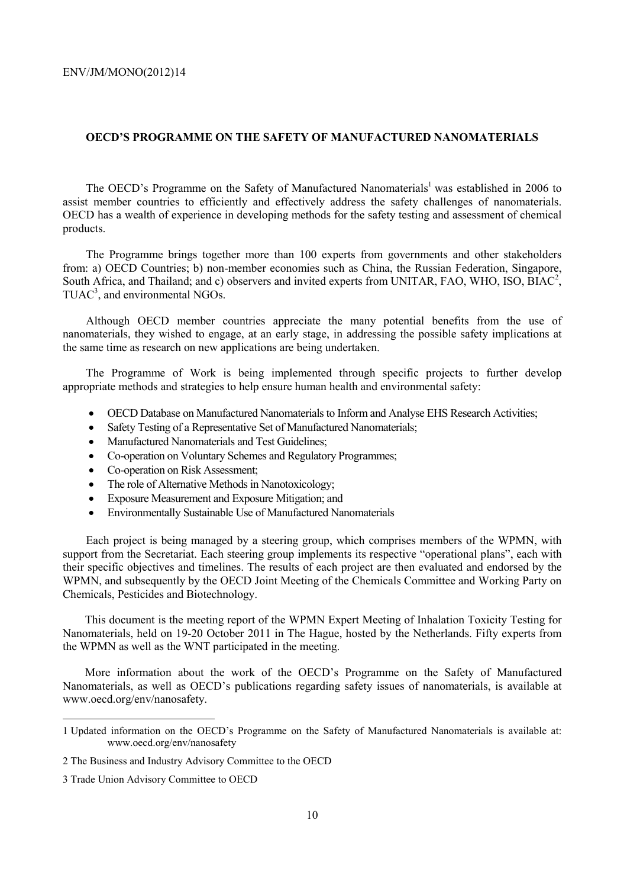## OECD'S PROGRAMME ON THE SAFETY OF MANUFACTURED NANOMATERIALS

The OECD's Programme on the Safety of Manufactured Nanomaterials[1] was established in 2006 to assist member countries to efficiently and effectively address the safety challenges of nanomaterials. OECD has a wealth of experience in developing methods for the safety testing and assessment of chemical products.

The Programme brings together more than 100 experts from governments and other stakeholders from: a) OECD Countries; b) non-member economies such as China, the Russian Federation, Singapore, South Africa, and Thailand; and c) observers and invited experts from UNITAR, FAO, WHO, ISO, BIAC[2], TUAC[3], and environmental NGOs.

Although OECD member countries appreciate the many potential benefits from the use of nanomaterials, they wished to engage, at an early stage, in addressing the possible safety implications at the same time as research on new applications are being undertaken.

The Programme of Work is being implemented through specific projects to further develop appropriate methods and strategies to help ensure human health and environmental safety:

- OECD Database on Manufactured Nanomaterials to Inform and Analyse EHS Research Activities;
- Safety Testing of a Representative Set of Manufactured Nanomaterials;
- Manufactured Nanomaterials and Test Guidelines;
- Co-operation on Voluntary Schemes and Regulatory Programmes;
- Co-operation on Risk Assessment;
- The role of Alternative Methods in Nanotoxicology;
- Exposure Measurement and Exposure Mitigation; and
- Environmentally Sustainable Use of Manufactured Nanomaterials

Each project is being managed by a steering group, which comprises members of the WPMN, with support from the Secretariat. Each steering group implements its respective "operational plans", each with their specific objectives and timelines. The results of each project are then evaluated and endorsed by the WPMN, and subsequently by the OECD Joint Meeting of the Chemicals Committee and Working Party on Chemicals, Pesticides and Biotechnology.

This document is the meeting report of the WPMN Expert Meeting of Inhalation Toxicity Testing for Nanomaterials, held on 19-20 October 2011 in The Hague, hosted by the Netherlands. Fifty experts from the WPMN as well as the WNT participated in the meeting.

More information about the work of the OECD's Programme on the Safety of Manufactured Nanomaterials, as well as OECD's publications regarding safety issues of nanomaterials, is available at www.oecd.org/env/nanosafety.

---

1 Updated information on the OECD's Programme on the Safety of Manufactured Nanomaterials is available at: www.oecd.org/env/nanosafety

2 The Business and Industry Advisory Committee to the OECD

3 Trade Union Advisory Committee to OECD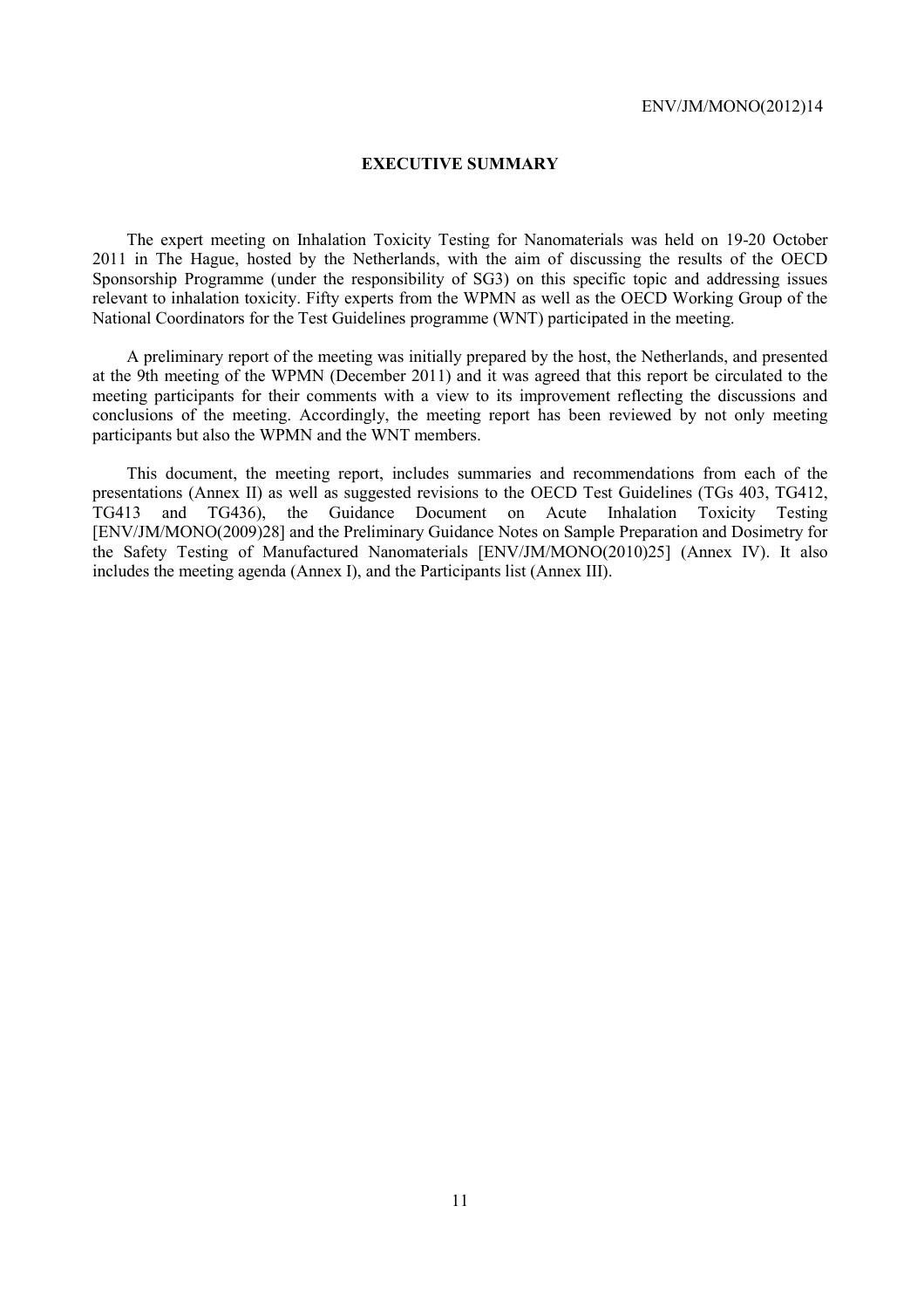## EXECUTIVE SUMMARY

The expert meeting on Inhalation Toxicity Testing for Nanomaterials was held on 19-20 October 2011 in The Hague, hosted by the Netherlands, with the aim of discussing the results of the OECD Sponsorship Programme (under the responsibility of SG3) on this specific topic and addressing issues relevant to inhalation toxicity. Fifty experts from the WPMN as well as the OECD Working Group of the National Coordinators for the Test Guidelines programme (WNT) participated in the meeting.

A preliminary report of the meeting was initially prepared by the host, the Netherlands, and presented at the 9th meeting of the WPMN (December 2011) and it was agreed that this report be circulated to the meeting participants for their comments with a view to its improvement reflecting the discussions and conclusions of the meeting. Accordingly, the meeting report has been reviewed by not only meeting participants but also the WPMN and the WNT members.

This document, the meeting report, includes summaries and recommendations from each of the presentations (Annex II) as well as suggested revisions to the OECD Test Guidelines (TGs 403, TG412, TG413 and TG436), the Guidance Document on Acute Inhalation Toxicity Testing [ENV/JM/MONO(2009)28] and the Preliminary Guidance Notes on Sample Preparation and Dosimetry for the Safety Testing of Manufactured Nanomaterials [ENV/JM/MONO(2010)25] (Annex IV). It also includes the meeting agenda (Annex I), and the Participants list (Annex III).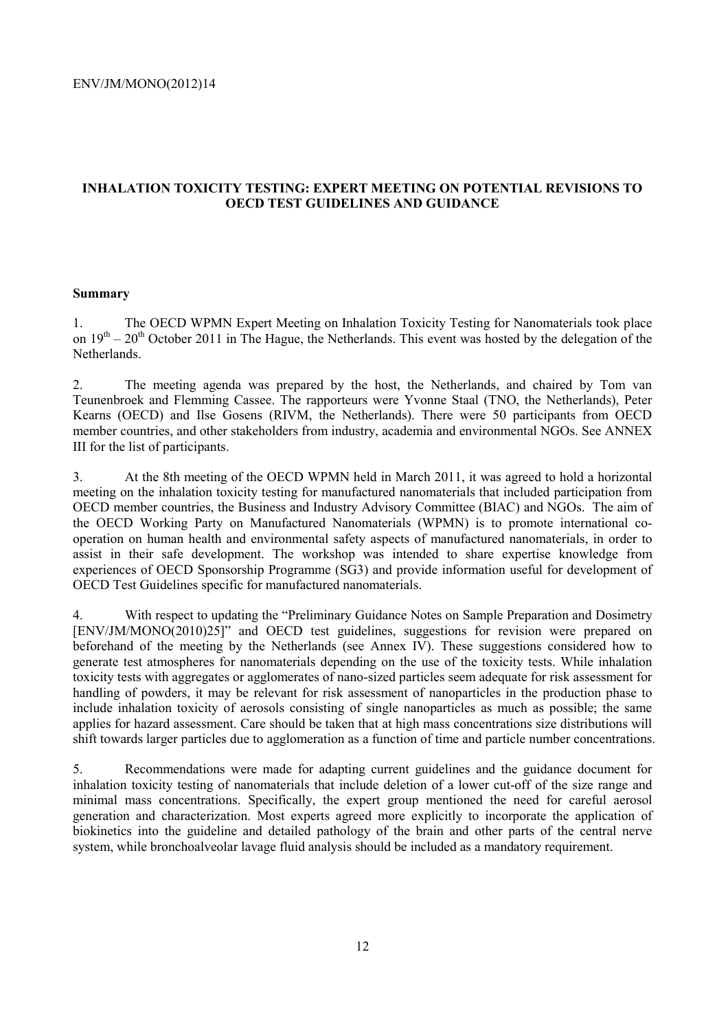## INHALATION TOXICITY TESTING: EXPERT MEETING ON POTENTIAL REVISIONS TO OECD TEST GUIDELINES AND GUIDANCE

### Summary

1. The OECD WPMN Expert Meeting on Inhalation Toxicity Testing for Nanomaterials took place on $19^{th}$ – $20^{th}$ October 2011 in The Hague, the Netherlands. This event was hosted by the delegation of the Netherlands.

2. The meeting agenda was prepared by the host, the Netherlands, and chaired by Tom van Teunenbroek and Flemming Cassee. The rapporteurs were Yvonne Staal (TNO, the Netherlands), Peter Kearns (OECD) and Ilse Gosens (RIVM, the Netherlands). There were 50 participants from OECD member countries, and other stakeholders from industry, academia and environmental NGOs. See ANNEX III for the list of participants.

3. At the 8th meeting of the OECD WPMN held in March 2011, it was agreed to hold a horizontal meeting on the inhalation toxicity testing for manufactured nanomaterials that included participation from OECD member countries, the Business and Industry Advisory Committee (BIAC) and NGOs. The aim of the OECD Working Party on Manufactured Nanomaterials (WPMN) is to promote international co-operation on human health and environmental safety aspects of manufactured nanomaterials, in order to assist in their safe development. The workshop was intended to share expertise knowledge from experiences of OECD Sponsorship Programme (SG3) and provide information useful for development of OECD Test Guidelines specific for manufactured nanomaterials.

4. With respect to updating the "Preliminary Guidance Notes on Sample Preparation and Dosimetry [ENV/JM/MONO(2010)25]" and OECD test guidelines, suggestions for revision were prepared on beforehand of the meeting by the Netherlands (see Annex IV). These suggestions considered how to generate test atmospheres for nanomaterials depending on the use of the toxicity tests. While inhalation toxicity tests with aggregates or agglomerates of nano-sized particles seem adequate for risk assessment for handling of powders, it may be relevant for risk assessment of nanoparticles in the production phase to include inhalation toxicity of aerosols consisting of single nanoparticles as much as possible; the same applies for hazard assessment. Care should be taken that at high mass concentrations size distributions will shift towards larger particles due to agglomeration as a function of time and particle number concentrations.

5. Recommendations were made for adapting current guidelines and the guidance document for inhalation toxicity testing of nanomaterials that include deletion of a lower cut-off of the size range and minimal mass concentrations. Specifically, the expert group mentioned the need for careful aerosol generation and characterization. Most experts agreed more explicitly to incorporate the application of biokinetics into the guideline and detailed pathology of the brain and other parts of the central nerve system, while bronchoalveolar lavage fluid analysis should be included as a mandatory requirement.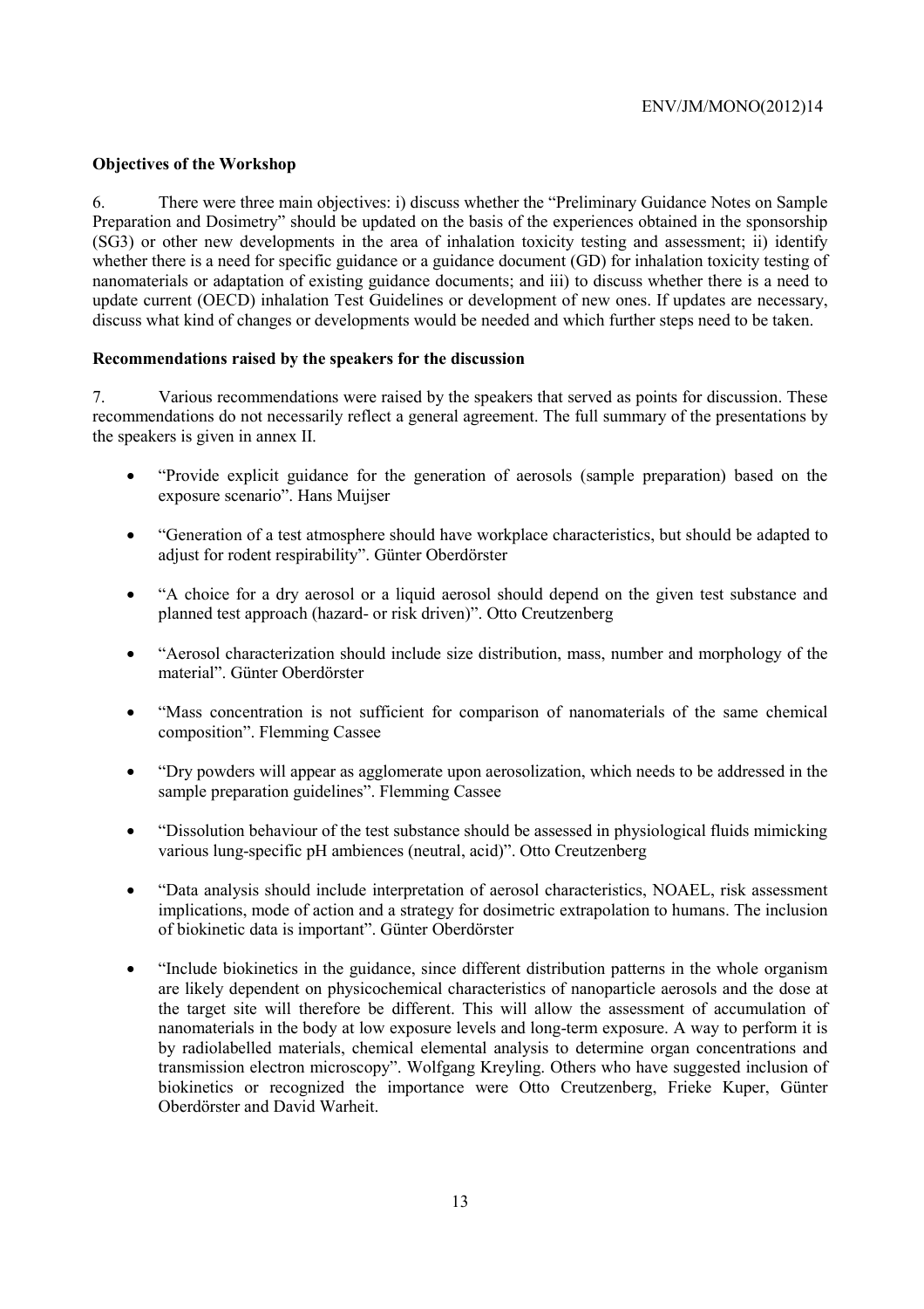**Objectives of the Workshop**

6. There were three main objectives: i) discuss whether the "Preliminary Guidance Notes on Sample Preparation and Dosimetry" should be updated on the basis of the experiences obtained in the sponsorship (SG3) or other new developments in the area of inhalation toxicity testing and assessment; ii) identify whether there is a need for specific guidance or a guidance document (GD) for inhalation toxicity testing of nanomaterials or adaptation of existing guidance documents; and iii) to discuss whether there is a need to update current (OECD) inhalation Test Guidelines or development of new ones. If updates are necessary, discuss what kind of changes or developments would be needed and which further steps need to be taken.

**Recommendations raised by the speakers for the discussion**

7. Various recommendations were raised by the speakers that served as points for discussion. These recommendations do not necessarily reflect a general agreement. The full summary of the presentations by the speakers is given in annex II.

- "Provide explicit guidance for the generation of aerosols (sample preparation) based on the exposure scenario". Hans Muijser
- "Generation of a test atmosphere should have workplace characteristics, but should be adapted to adjust for rodent respirability". Günter Oberdörster
- "A choice for a dry aerosol or a liquid aerosol should depend on the given test substance and planned test approach (hazard- or risk driven)". Otto Creutzenberg
- "Aerosol characterization should include size distribution, mass, number and morphology of the material". Günter Oberdörster
- "Mass concentration is not sufficient for comparison of nanomaterials of the same chemical composition". Flemming Cassee
- "Dry powders will appear as agglomerate upon aerosolization, which needs to be addressed in the sample preparation guidelines". Flemming Cassee
- "Dissolution behaviour of the test substance should be assessed in physiological fluids mimicking various lung-specific pH ambiences (neutral, acid)". Otto Creutzenberg
- "Data analysis should include interpretation of aerosol characteristics, NOAEL, risk assessment implications, mode of action and a strategy for dosimetric extrapolation to humans. The inclusion of biokinetic data is important". Günter Oberdörster
- "Include biokinetics in the guidance, since different distribution patterns in the whole organism are likely dependent on physicochemical characteristics of nanoparticle aerosols and the dose at the target site will therefore be different. This will allow the assessment of accumulation of nanomaterials in the body at low exposure levels and long-term exposure. A way to perform it is by radiolabelled materials, chemical elemental analysis to determine organ concentrations and transmission electron microscopy". Wolfgang Kreyling. Others who have suggested inclusion of biokinetics or recognized the importance were Otto Creutzenberg, Frieke Kuper, Günter Oberdörster and David Warheit.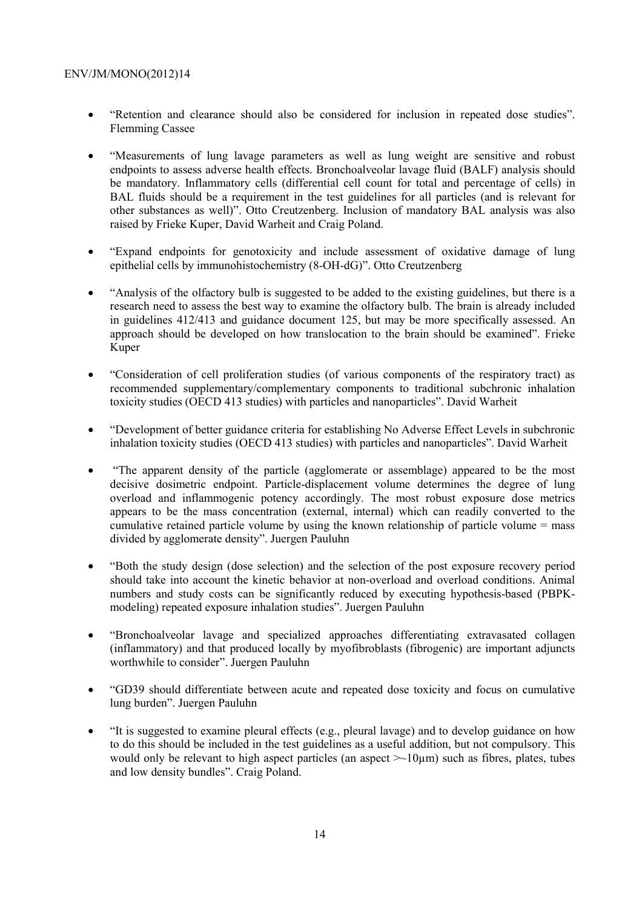- "Retention and clearance should also be considered for inclusion in repeated dose studies". Flemming Cassee

- "Measurements of lung lavage parameters as well as lung weight are sensitive and robust endpoints to assess adverse health effects. Bronchoalveolar lavage fluid (BALF) analysis should be mandatory. Inflammatory cells (differential cell count for total and percentage of cells) in BAL fluids should be a requirement in the test guidelines for all particles (and is relevant for other substances as well)". Otto Creutzenberg. Inclusion of mandatory BAL analysis was also raised by Frieke Kuper, David Warheit and Craig Poland.

- "Expand endpoints for genotoxicity and include assessment of oxidative damage of lung epithelial cells by immunohistochemistry (8-OH-dG)". Otto Creutzenberg

- "Analysis of the olfactory bulb is suggested to be added to the existing guidelines, but there is a research need to assess the best way to examine the olfactory bulb. The brain is already included in guidelines 412/413 and guidance document 125, but may be more specifically assessed. An approach should be developed on how translocation to the brain should be examined". Frieke Kuper

- "Consideration of cell proliferation studies (of various components of the respiratory tract) as recommended supplementary/complementary components to traditional subchronic inhalation toxicity studies (OECD 413 studies) with particles and nanoparticles". David Warheit

- "Development of better guidance criteria for establishing No Adverse Effect Levels in subchronic inhalation toxicity studies (OECD 413 studies) with particles and nanoparticles". David Warheit

- "The apparent density of the particle (agglomerate or assemblage) appeared to be the most decisive dosimetric endpoint. Particle-displacement volume determines the degree of lung overload and inflammogenic potency accordingly. The most robust exposure dose metrics appears to be the mass concentration (external, internal) which can readily converted to the cumulative retained particle volume by using the known relationship of particle volume = mass divided by agglomerate density". Juergen Pauluhn

- "Both the study design (dose selection) and the selection of the post exposure recovery period should take into account the kinetic behavior at non-overload and overload conditions. Animal numbers and study costs can be significantly reduced by executing hypothesis-based (PBPK-modeling) repeated exposure inhalation studies". Juergen Pauluhn

- "Bronchoalveolar lavage and specialized approaches differentiating extravasated collagen (inflammatory) and that produced locally by myofibroblasts (fibrogenic) are important adjuncts worthwhile to consider". Juergen Pauluhn

- "GD39 should differentiate between acute and repeated dose toxicity and focus on cumulative lung burden". Juergen Pauluhn

- "It is suggested to examine pleural effects (e.g., pleural lavage) and to develop guidance on how to do this should be included in the test guidelines as a useful addition, but not compulsory. This would only be relevant to high aspect particles (an aspect >~10µm) such as fibres, plates, tubes and low density bundles". Craig Poland.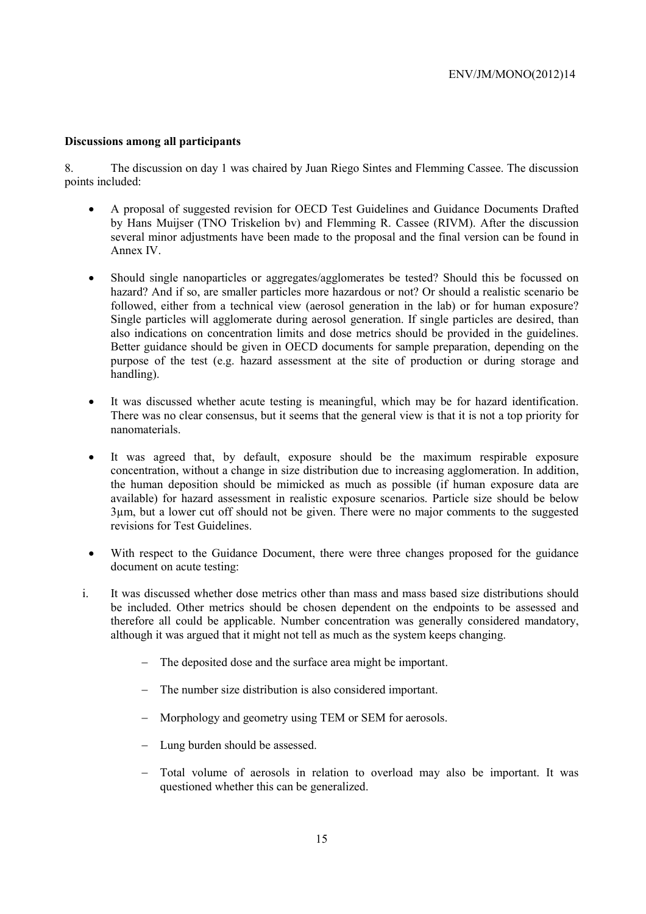**Discussions among all participants**

8. The discussion on day 1 was chaired by Juan Riego Sintes and Flemming Cassee. The discussion points included:

- A proposal of suggested revision for OECD Test Guidelines and Guidance Documents Drafted by Hans Muijser (TNO Triskelion bv) and Flemming R. Cassee (RIVM). After the discussion several minor adjustments have been made to the proposal and the final version can be found in Annex IV.

- Should single nanoparticles or aggregates/agglomerates be tested? Should this be focussed on hazard? And if so, are smaller particles more hazardous or not? Or should a realistic scenario be followed, either from a technical view (aerosol generation in the lab) or for human exposure? Single particles will agglomerate during aerosol generation. If single particles are desired, than also indications on concentration limits and dose metrics should be provided in the guidelines. Better guidance should be given in OECD documents for sample preparation, depending on the purpose of the test (e.g. hazard assessment at the site of production or during storage and handling).

- It was discussed whether acute testing is meaningful, which may be for hazard identification. There was no clear consensus, but it seems that the general view is that it is not a top priority for nanomaterials.

- It was agreed that, by default, exposure should be the maximum respirable exposure concentration, without a change in size distribution due to increasing agglomeration. In addition, the human deposition should be mimicked as much as possible (if human exposure data are available) for hazard assessment in realistic exposure scenarios. Particle size should be below 3µm, but a lower cut off should not be given. There were no major comments to the suggested revisions for Test Guidelines.

- With respect to the Guidance Document, there were three changes proposed for the guidance document on acute testing:

i. It was discussed whether dose metrics other than mass and mass based size distributions should be included. Other metrics should be chosen dependent on the endpoints to be assessed and therefore all could be applicable. Number concentration was generally considered mandatory, although it was argued that it might not tell as much as the system keeps changing.

   - The deposited dose and the surface area might be important.

   - The number size distribution is also considered important.

   - Morphology and geometry using TEM or SEM for aerosols.

   - Lung burden should be assessed.

   - Total volume of aerosols in relation to overload may also be important. It was questioned whether this can be generalized.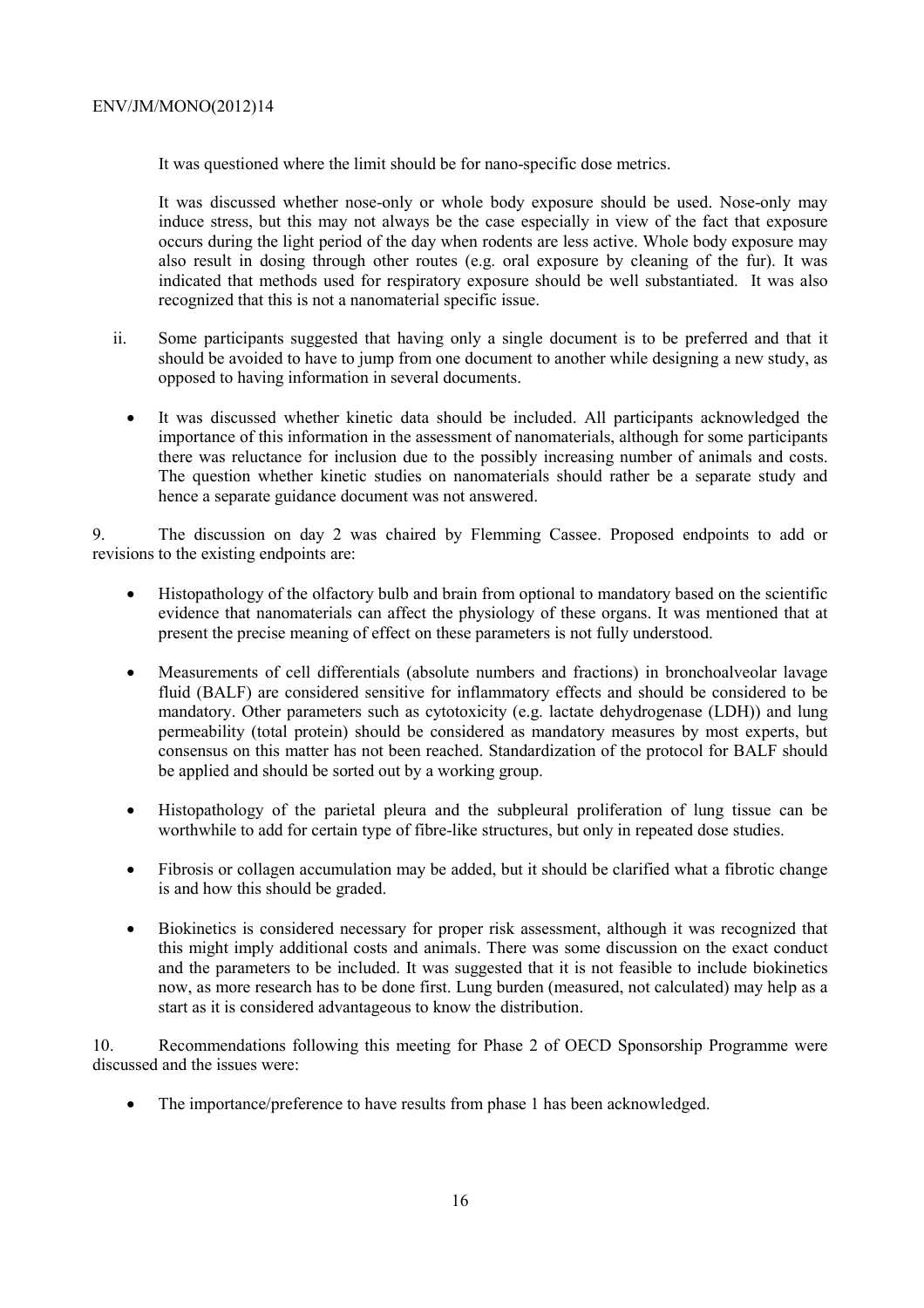It was questioned where the limit should be for nano-specific dose metrics.

It was discussed whether nose-only or whole body exposure should be used. Nose-only may induce stress, but this may not always be the case especially in view of the fact that exposure occurs during the light period of the day when rodents are less active. Whole body exposure may also result in dosing through other routes (e.g. oral exposure by cleaning of the fur). It was indicated that methods used for respiratory exposure should be well substantiated. It was also recognized that this is not a nanomaterial specific issue.

ii. Some participants suggested that having only a single document is to be preferred and that it should be avoided to have to jump from one document to another while designing a new study, as opposed to having information in several documents.

- It was discussed whether kinetic data should be included. All participants acknowledged the importance of this information in the assessment of nanomaterials, although for some participants there was reluctance for inclusion due to the possibly increasing number of animals and costs. The question whether kinetic studies on nanomaterials should rather be a separate study and hence a separate guidance document was not answered.

9. The discussion on day 2 was chaired by Flemming Cassee. Proposed endpoints to add or revisions to the existing endpoints are:

- Histopathology of the olfactory bulb and brain from optional to mandatory based on the scientific evidence that nanomaterials can affect the physiology of these organs. It was mentioned that at present the precise meaning of effect on these parameters is not fully understood.
- Measurements of cell differentials (absolute numbers and fractions) in bronchoalveolar lavage fluid (BALF) are considered sensitive for inflammatory effects and should be considered to be mandatory. Other parameters such as cytotoxicity (e.g. lactate dehydrogenase (LDH)) and lung permeability (total protein) should be considered as mandatory measures by most experts, but consensus on this matter has not been reached. Standardization of the protocol for BALF should be applied and should be sorted out by a working group.
- Histopathology of the parietal pleura and the subpleural proliferation of lung tissue can be worthwhile to add for certain type of fibre-like structures, but only in repeated dose studies.
- Fibrosis or collagen accumulation may be added, but it should be clarified what a fibrotic change is and how this should be graded.
- Biokinetics is considered necessary for proper risk assessment, although it was recognized that this might imply additional costs and animals. There was some discussion on the exact conduct and the parameters to be included. It was suggested that it is not feasible to include biokinetics now, as more research has to be done first. Lung burden (measured, not calculated) may help as a start as it is considered advantageous to know the distribution.

10. Recommendations following this meeting for Phase 2 of OECD Sponsorship Programme were discussed and the issues were:

- The importance/preference to have results from phase 1 has been acknowledged.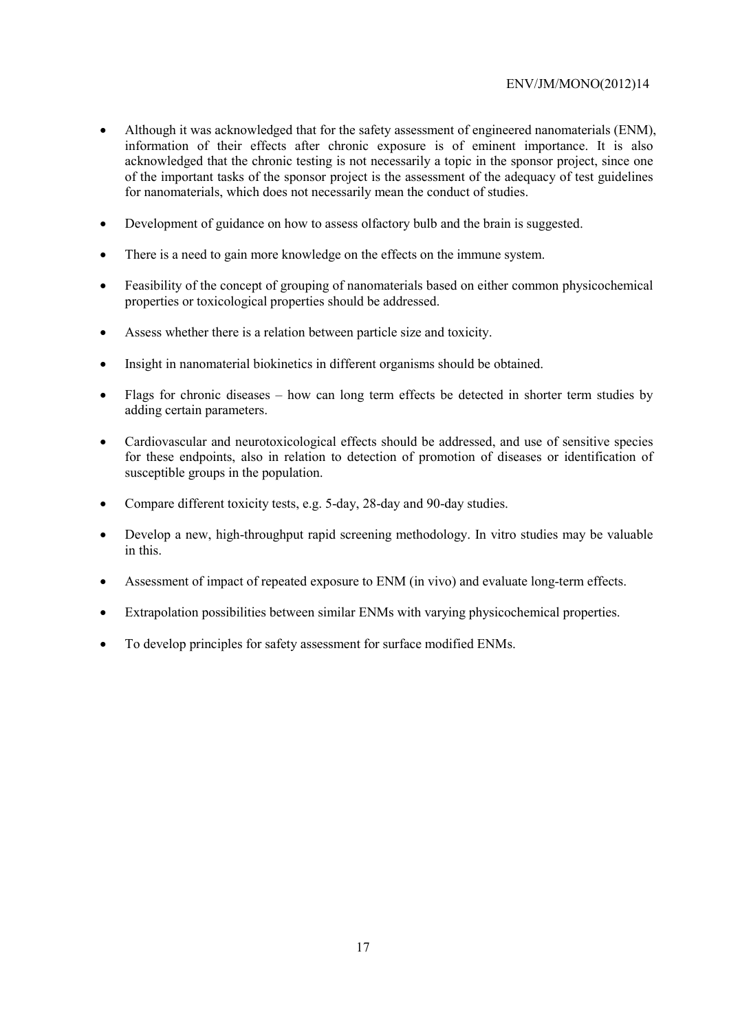- Although it was acknowledged that for the safety assessment of engineered nanomaterials (ENM), information of their effects after chronic exposure is of eminent importance. It is also acknowledged that the chronic testing is not necessarily a topic in the sponsor project, since one of the important tasks of the sponsor project is the assessment of the adequacy of test guidelines for nanomaterials, which does not necessarily mean the conduct of studies.

- Development of guidance on how to assess olfactory bulb and the brain is suggested.

- There is a need to gain more knowledge on the effects on the immune system.

- Feasibility of the concept of grouping of nanomaterials based on either common physicochemical properties or toxicological properties should be addressed.

- Assess whether there is a relation between particle size and toxicity.

- Insight in nanomaterial biokinetics in different organisms should be obtained.

- Flags for chronic diseases – how can long term effects be detected in shorter term studies by adding certain parameters.

- Cardiovascular and neurotoxicological effects should be addressed, and use of sensitive species for these endpoints, also in relation to detection of promotion of diseases or identification of susceptible groups in the population.

- Compare different toxicity tests, e.g. 5-day, 28-day and 90-day studies.

- Develop a new, high-throughput rapid screening methodology. In vitro studies may be valuable in this.

- Assessment of impact of repeated exposure to ENM (in vivo) and evaluate long-term effects.

- Extrapolation possibilities between similar ENMs with varying physicochemical properties.

- To develop principles for safety assessment for surface modified ENMs.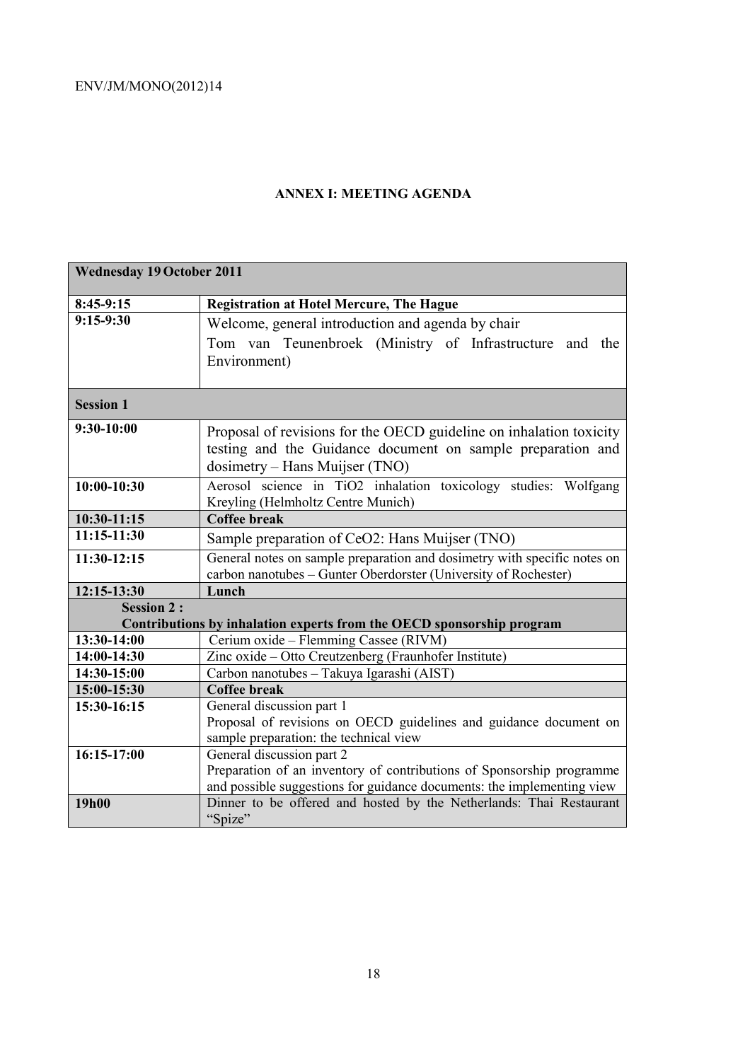**ANNEX I: MEETING AGENDA**

| **Wednesday 19 October 2011** | |
|---|---|
| **8:45-9:15** | **Registration at Hotel Mercure, The Hague** |
| **9:15-9:30** | Welcome, general introduction and agenda by chair<br>Tom van Teunenbroek (Ministry of Infrastructure and the Environment) |
| **Session 1** | |
| **9:30-10:00** | Proposal of revisions for the OECD guideline on inhalation toxicity testing and the Guidance document on sample preparation and dosimetry – Hans Muijser (TNO) |
| **10:00-10:30** | Aerosol science in $TiO_2$ inhalation toxicology studies: Wolfgang Kreyling (Helmholtz Centre Munich) |
| **10:30-11:15** | **Coffee break** |
| **11:15-11:30** | Sample preparation of $CeO_2$: Hans Muijser (TNO) |
| **11:30-12:15** | General notes on sample preparation and dosimetry with specific notes on carbon nanotubes – Gunter Oberdorster (University of Rochester) |
| **12:15-13:30** | **Lunch** |
| **Session 2 :**<br>**Contributions by inhalation experts from the OECD sponsorship program** | |
| **13:30-14:00** | Cerium oxide – Flemming Cassee (RIVM) |
| **14:00-14:30** | Zinc oxide – Otto Creutzenberg (Fraunhofer Institute) |
| **14:30-15:00** | Carbon nanotubes – Takuya Igarashi (AIST) |
| **15:00-15:30** | **Coffee break** |
| **15:30-16:15** | General discussion part 1<br>Proposal of revisions on OECD guidelines and guidance document on sample preparation: the technical view |
| **16:15-17:00** | General discussion part 2<br>Preparation of an inventory of contributions of Sponsorship programme and possible suggestions for guidance documents: the implementing view |
| **19h00** | Dinner to be offered and hosted by the Netherlands: Thai Restaurant "Spize" |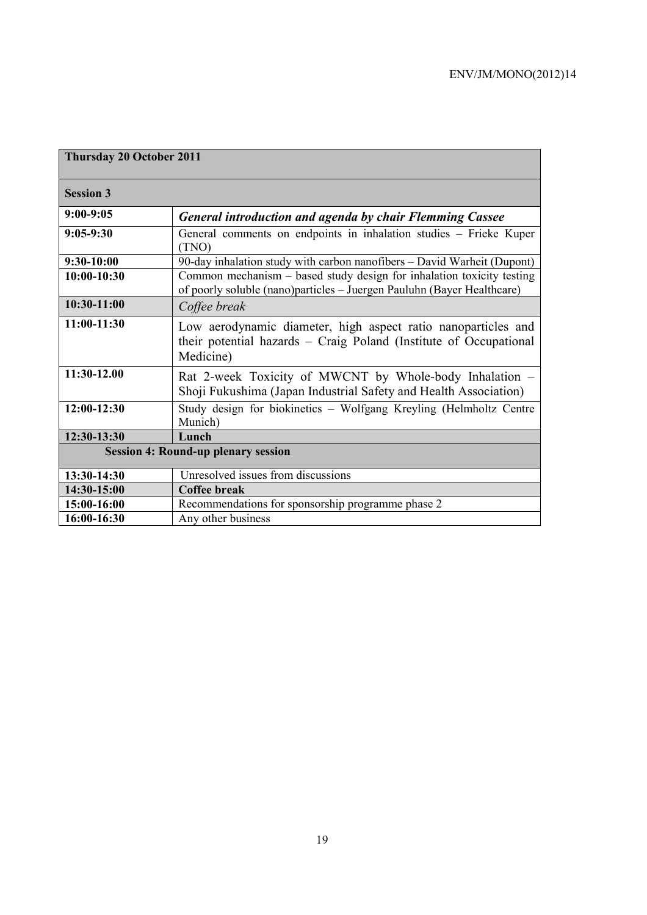| **Thursday 20 October 2011** | |
|---|---|
| **Session 3** | |
| **9:00-9:05** | ***General introduction and agenda by chair Flemming Cassee*** |
| **9:05-9:30** | General comments on endpoints in inhalation studies – Frieke Kuper (TNO) |
| **9:30-10:00** | 90-day inhalation study with carbon nanofibers – David Warheit (Dupont) |
| **10:00-10:30** | Common mechanism – based study design for inhalation toxicity testing of poorly soluble (nano)particles – Juergen Pauluhn (Bayer Healthcare) |
| **10:30-11:00** | *Coffee break* |
| **11:00-11:30** | Low aerodynamic diameter, high aspect ratio nanoparticles and their potential hazards – Craig Poland (Institute of Occupational Medicine) |
| **11:30-12.00** | Rat 2-week Toxicity of MWCNT by Whole-body Inhalation – Shoji Fukushima (Japan Industrial Safety and Health Association) |
| **12:00-12:30** | Study design for biokinetics – Wolfgang Kreyling (Helmholtz Centre Munich) |
| **12:30-13:30** | **Lunch** |
| **Session 4: Round-up plenary session** | |
| **13:30-14:30** | Unresolved issues from discussions |
| **14:30-15:00** | **Coffee break** |
| **15:00-16:00** | Recommendations for sponsorship programme phase 2 |
| **16:00-16:30** | Any other business |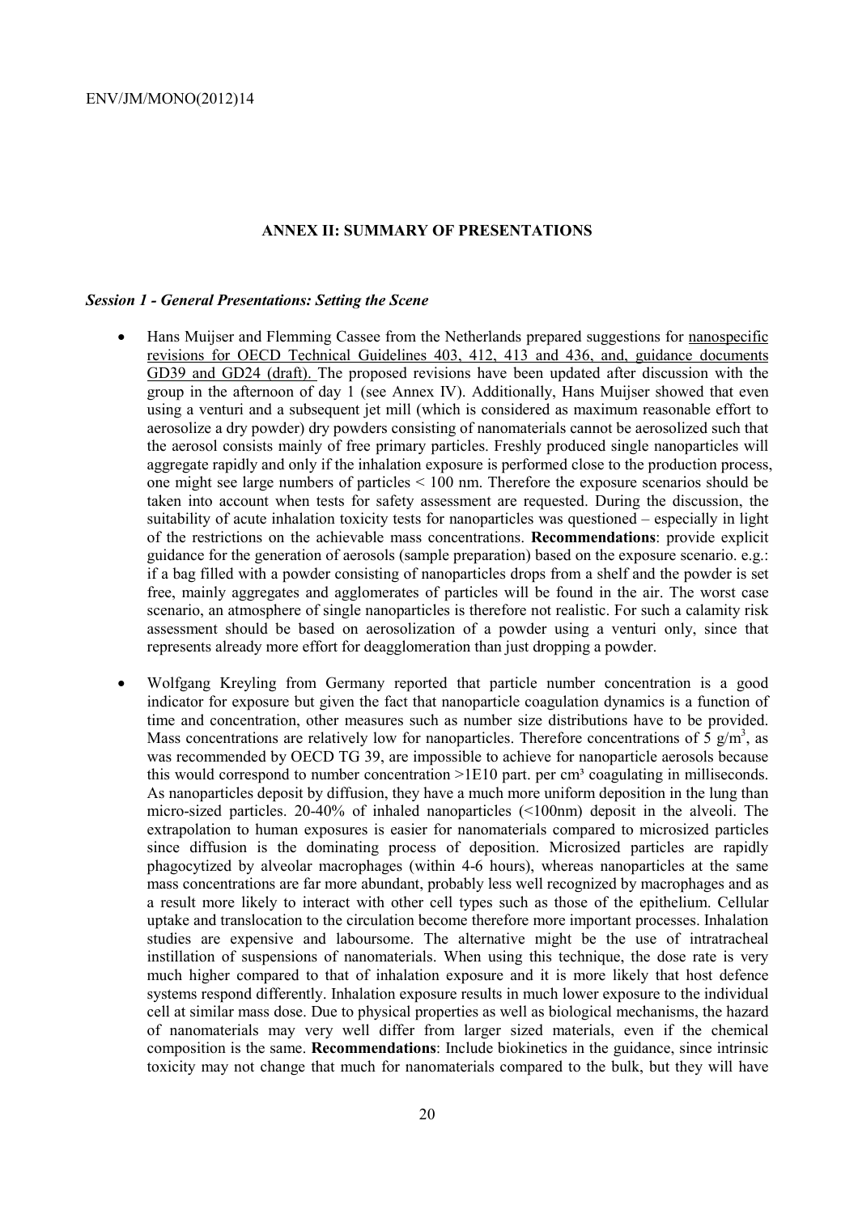## ANNEX II: SUMMARY OF PRESENTATIONS

### *Session 1 - General Presentations: Setting the Scene*

- Hans Muijser and Flemming Cassee from the Netherlands prepared suggestions for nanospecific revisions for OECD Technical Guidelines 403, 412, 413 and 436, and, guidance documents GD39 and GD24 (draft). The proposed revisions have been updated after discussion with the group in the afternoon of day 1 (see Annex IV). Additionally, Hans Muijser showed that even using a venturi and a subsequent jet mill (which is considered as maximum reasonable effort to aerosolize a dry powder) dry powders consisting of nanomaterials cannot be aerosolized such that the aerosol consists mainly of free primary particles. Freshly produced single nanoparticles will aggregate rapidly and only if the inhalation exposure is performed close to the production process, one might see large numbers of particles < 100 nm. Therefore the exposure scenarios should be taken into account when tests for safety assessment are requested. During the discussion, the suitability of acute inhalation toxicity tests for nanoparticles was questioned – especially in light of the restrictions on the achievable mass concentrations. **Recommendations**: provide explicit guidance for the generation of aerosols (sample preparation) based on the exposure scenario. e.g.: if a bag filled with a powder consisting of nanoparticles drops from a shelf and the powder is set free, mainly aggregates and agglomerates of particles will be found in the air. The worst case scenario, an atmosphere of single nanoparticles is therefore not realistic. For such a calamity risk assessment should be based on aerosolization of a powder using a venturi only, since that represents already more effort for deagglomeration than just dropping a powder.

- Wolfgang Kreyling from Germany reported that particle number concentration is a good indicator for exposure but given the fact that nanoparticle coagulation dynamics is a function of time and concentration, other measures such as number size distributions have to be provided. Mass concentrations are relatively low for nanoparticles. Therefore concentrations of 5 $g/m^3$, as was recommended by OECD TG 39, are impossible to achieve for nanoparticle aerosols because this would correspond to number concentration >1E10 part. per $cm^3$ coagulating in milliseconds. As nanoparticles deposit by diffusion, they have a much more uniform deposition in the lung than micro-sized particles. 20-40% of inhaled nanoparticles (<100nm) deposit in the alveoli. The extrapolation to human exposures is easier for nanomaterials compared to microsized particles since diffusion is the dominating process of deposition. Microsized particles are rapidly phagocytized by alveolar macrophages (within 4-6 hours), whereas nanoparticles at the same mass concentrations are far more abundant, probably less well recognized by macrophages and as a result more likely to interact with other cell types such as those of the epithelium. Cellular uptake and translocation to the circulation become therefore more important processes. Inhalation studies are expensive and laboursome. The alternative might be the use of intratracheal instillation of suspensions of nanomaterials. When using this technique, the dose rate is very much higher compared to that of inhalation exposure and it is more likely that host defence systems respond differently. Inhalation exposure results in much lower exposure to the individual cell at similar mass dose. Due to physical properties as well as biological mechanisms, the hazard of nanomaterials may very well differ from larger sized materials, even if the chemical composition is the same. **Recommendations**: Include biokinetics in the guidance, since intrinsic toxicity may not change that much for nanomaterials compared to the bulk, but they will have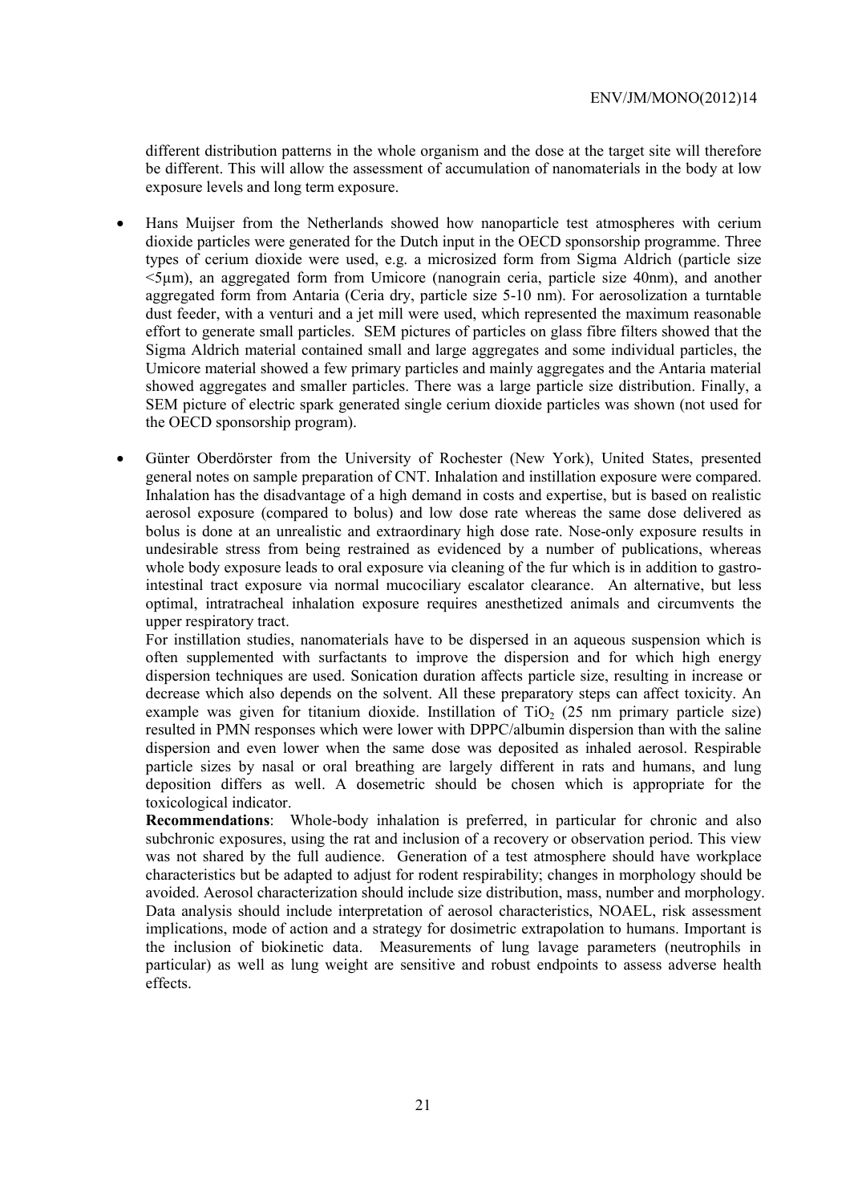different distribution patterns in the whole organism and the dose at the target site will therefore be different. This will allow the assessment of accumulation of nanomaterials in the body at low exposure levels and long term exposure.

- Hans Muijser from the Netherlands showed how nanoparticle test atmospheres with cerium dioxide particles were generated for the Dutch input in the OECD sponsorship programme. Three types of cerium dioxide were used, e.g. a microsized form from Sigma Aldrich (particle size <5µm), an aggregated form from Umicore (nanograin ceria, particle size 40nm), and another aggregated form from Antaria (Ceria dry, particle size 5-10 nm). For aerosolization a turntable dust feeder, with a venturi and a jet mill were used, which represented the maximum reasonable effort to generate small particles. SEM pictures of particles on glass fibre filters showed that the Sigma Aldrich material contained small and large aggregates and some individual particles, the Umicore material showed a few primary particles and mainly aggregates and the Antaria material showed aggregates and smaller particles. There was a large particle size distribution. Finally, a SEM picture of electric spark generated single cerium dioxide particles was shown (not used for the OECD sponsorship program).

- Günter Oberdörster from the University of Rochester (New York), United States, presented general notes on sample preparation of CNT. Inhalation and instillation exposure were compared. Inhalation has the disadvantage of a high demand in costs and expertise, but is based on realistic aerosol exposure (compared to bolus) and low dose rate whereas the same dose delivered as bolus is done at an unrealistic and extraordinary high dose rate. Nose-only exposure results in undesirable stress from being restrained as evidenced by a number of publications, whereas whole body exposure leads to oral exposure via cleaning of the fur which is in addition to gastro-intestinal tract exposure via normal mucociliary escalator clearance. An alternative, but less optimal, intratracheal inhalation exposure requires anesthetized animals and circumvents the upper respiratory tract.

  For instillation studies, nanomaterials have to be dispersed in an aqueous suspension which is often supplemented with surfactants to improve the dispersion and for which high energy dispersion techniques are used. Sonication duration affects particle size, resulting in increase or decrease which also depends on the solvent. All these preparatory steps can affect toxicity. An example was given for titanium dioxide. Instillation of $TiO_2$ (25 nm primary particle size) resulted in PMN responses which were lower with DPPC/albumin dispersion than with the saline dispersion and even lower when the same dose was deposited as inhaled aerosol. Respirable particle sizes by nasal or oral breathing are largely different in rats and humans, and lung deposition differs as well. A dosemetric should be chosen which is appropriate for the toxicological indicator.

  **Recommendations**: Whole-body inhalation is preferred, in particular for chronic and also subchronic exposures, using the rat and inclusion of a recovery or observation period. This view was not shared by the full audience. Generation of a test atmosphere should have workplace characteristics but be adapted to adjust for rodent respirability; changes in morphology should be avoided. Aerosol characterization should include size distribution, mass, number and morphology. Data analysis should include interpretation of aerosol characteristics, NOAEL, risk assessment implications, mode of action and a strategy for dosimetric extrapolation to humans. Important is the inclusion of biokinetic data. Measurements of lung lavage parameters (neutrophils in particular) as well as lung weight are sensitive and robust endpoints to assess adverse health effects.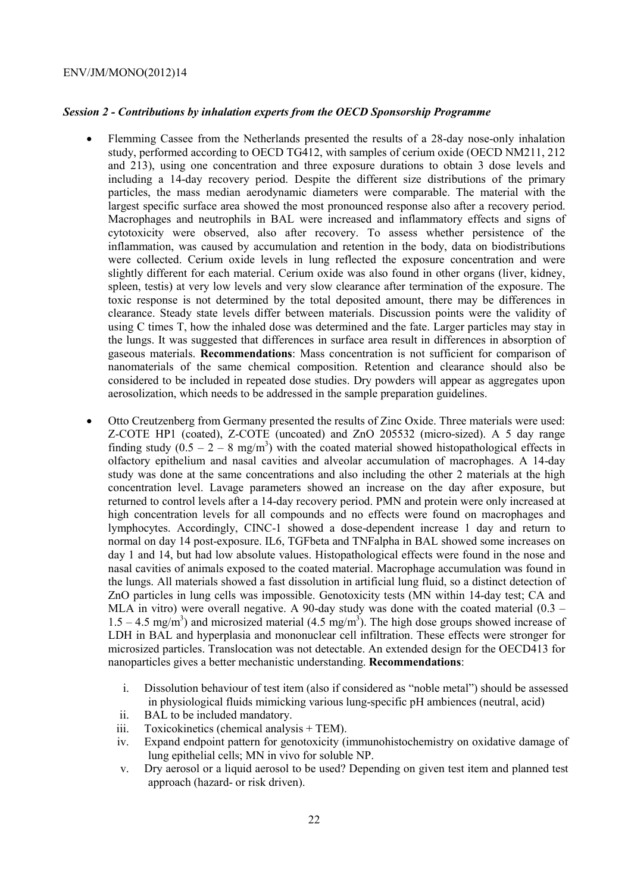### *Session 2 - Contributions by inhalation experts from the OECD Sponsorship Programme*

- Flemming Cassee from the Netherlands presented the results of a 28-day nose-only inhalation study, performed according to OECD TG412, with samples of cerium oxide (OECD NM211, 212 and 213), using one concentration and three exposure durations to obtain 3 dose levels and including a 14-day recovery period. Despite the different size distributions of the primary particles, the mass median aerodynamic diameters were comparable. The material with the largest specific surface area showed the most pronounced response also after a recovery period. Macrophages and neutrophils in BAL were increased and inflammatory effects and signs of cytotoxicity were observed, also after recovery. To assess whether persistence of the inflammation, was caused by accumulation and retention in the body, data on biodistributions were collected. Cerium oxide levels in lung reflected the exposure concentration and were slightly different for each material. Cerium oxide was also found in other organs (liver, kidney, spleen, testis) at very low levels and very slow clearance after termination of the exposure. The toxic response is not determined by the total deposited amount, there may be differences in clearance. Steady state levels differ between materials. Discussion points were the validity of using C times T, how the inhaled dose was determined and the fate. Larger particles may stay in the lungs. It was suggested that differences in surface area result in differences in absorption of gaseous materials. **Recommendations**: Mass concentration is not sufficient for comparison of nanomaterials of the same chemical composition. Retention and clearance should also be considered to be included in repeated dose studies. Dry powders will appear as aggregates upon aerosolization, which needs to be addressed in the sample preparation guidelines.

- Otto Creutzenberg from Germany presented the results of Zinc Oxide. Three materials were used: Z-COTE HP1 (coated), Z-COTE (uncoated) and ZnO 205532 (micro-sized). A 5 day range finding study ($0.5 – 2 – 8$ mg/m$^3$) with the coated material showed histopathological effects in olfactory epithelium and nasal cavities and alveolar accumulation of macrophages. A 14-day study was done at the same concentrations and also including the other 2 materials at the high concentration level. Lavage parameters showed an increase on the day after exposure, but returned to control levels after a 14-day recovery period. PMN and protein were only increased at high concentration levels for all compounds and no effects were found on macrophages and lymphocytes. Accordingly, CINC-1 showed a dose-dependent increase 1 day and return to normal on day 14 post-exposure. IL6, TGFbeta and TNFalpha in BAL showed some increases on day 1 and 14, but had low absolute values. Histopathological effects were found in the nose and nasal cavities of animals exposed to the coated material. Macrophage accumulation was found in the lungs. All materials showed a fast dissolution in artificial lung fluid, so a distinct detection of ZnO particles in lung cells was impossible. Genotoxicity tests (MN within 14-day test; CA and MLA in vitro) were overall negative. A 90-day study was done with the coated material ($0.3 – 1.5 – 4.5$ mg/m$^3$) and microsized material ($4.5$ mg/m$^3$). The high dose groups showed increase of LDH in BAL and hyperplasia and mononuclear cell infiltration. These effects were stronger for microsized particles. Translocation was not detectable. An extended design for the OECD413 for nanoparticles gives a better mechanistic understanding. **Recommendations**:

  i. Dissolution behaviour of test item (also if considered as "noble metal") should be assessed in physiological fluids mimicking various lung-specific pH ambiences (neutral, acid)
  ii. BAL to be included mandatory.
  iii. Toxicokinetics (chemical analysis + TEM).
  iv. Expand endpoint pattern for genotoxicity (immunohistochemistry on oxidative damage of lung epithelial cells; MN in vivo for soluble NP.
  v. Dry aerosol or a liquid aerosol to be used? Depending on given test item and planned test approach (hazard- or risk driven).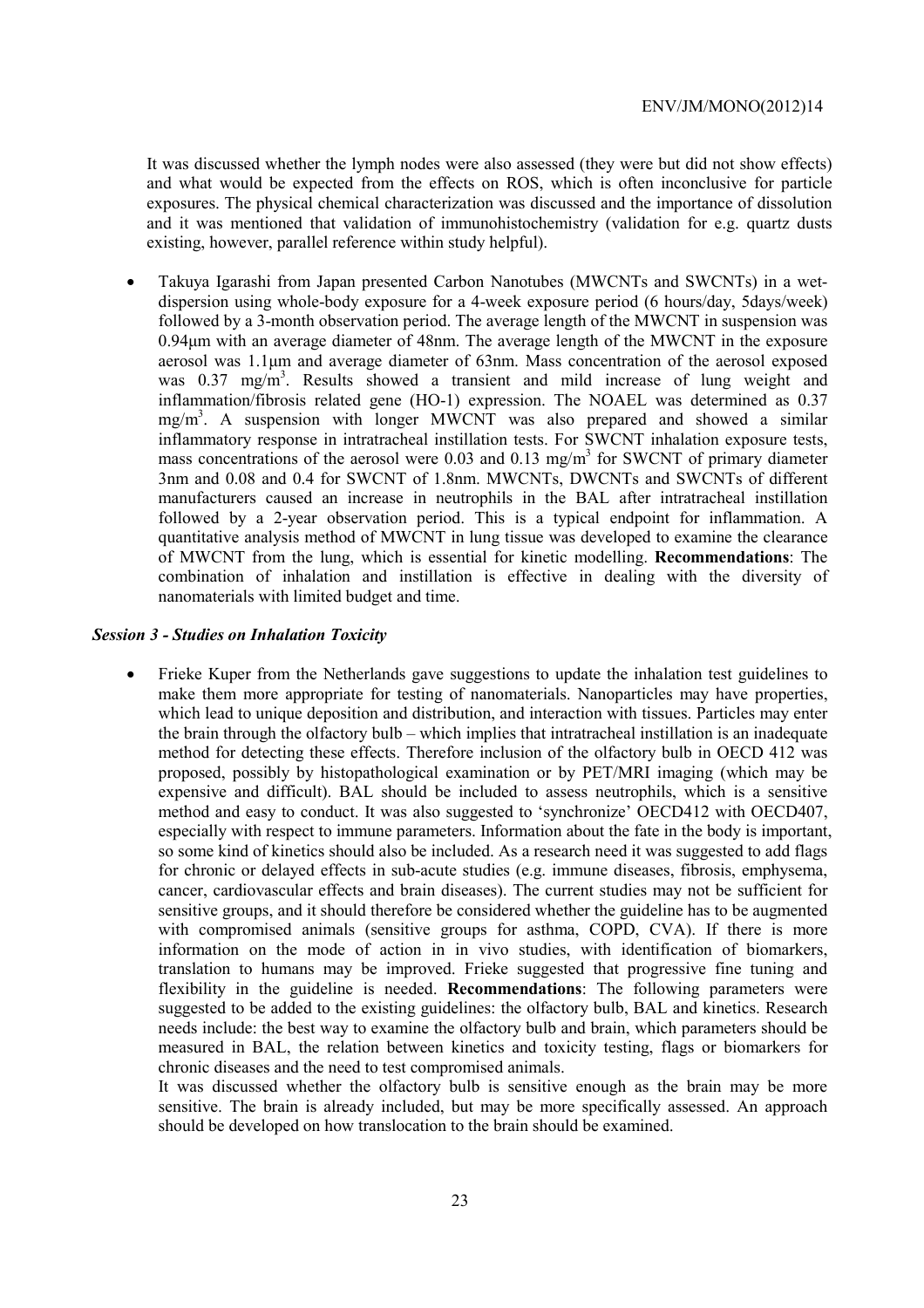It was discussed whether the lymph nodes were also assessed (they were but did not show effects) and what would be expected from the effects on ROS, which is often inconclusive for particle exposures. The physical chemical characterization was discussed and the importance of dissolution and it was mentioned that validation of immunohistochemistry (validation for e.g. quartz dusts existing, however, parallel reference within study helpful).

- Takuya Igarashi from Japan presented Carbon Nanotubes (MWCNTs and SWCNTs) in a wet-dispersion using whole-body exposure for a 4-week exposure period (6 hours/day, 5days/week) followed by a 3-month observation period. The average length of the MWCNT in suspension was 0.94μm with an average diameter of 48nm. The average length of the MWCNT in the exposure aerosol was 1.1μm and average diameter of 63nm. Mass concentration of the aerosol exposed was 0.37 $mg/m^3$. Results showed a transient and mild increase of lung weight and inflammation/fibrosis related gene (HO-1) expression. The NOAEL was determined as 0.37 $mg/m^3$. A suspension with longer MWCNT was also prepared and showed a similar inflammatory response in intratracheal instillation tests. For SWCNT inhalation exposure tests, mass concentrations of the aerosol were 0.03 and 0.13 $mg/m^3$ for SWCNT of primary diameter 3nm and 0.08 and 0.4 for SWCNT of 1.8nm. MWCNTs, DWCNTs and SWCNTs of different manufacturers caused an increase in neutrophils in the BAL after intratracheal instillation followed by a 2-year observation period. This is a typical endpoint for inflammation. A quantitative analysis method of MWCNT in lung tissue was developed to examine the clearance of MWCNT from the lung, which is essential for kinetic modelling. **Recommendations**: The combination of inhalation and instillation is effective in dealing with the diversity of nanomaterials with limited budget and time.

### *Session 3 - Studies on Inhalation Toxicity*

- Frieke Kuper from the Netherlands gave suggestions to update the inhalation test guidelines to make them more appropriate for testing of nanomaterials. Nanoparticles may have properties, which lead to unique deposition and distribution, and interaction with tissues. Particles may enter the brain through the olfactory bulb – which implies that intratracheal instillation is an inadequate method for detecting these effects. Therefore inclusion of the olfactory bulb in OECD 412 was proposed, possibly by histopathological examination or by PET/MRI imaging (which may be expensive and difficult). BAL should be included to assess neutrophils, which is a sensitive method and easy to conduct. It was also suggested to 'synchronize' OECD412 with OECD407, especially with respect to immune parameters. Information about the fate in the body is important, so some kind of kinetics should also be included. As a research need it was suggested to add flags for chronic or delayed effects in sub-acute studies (e.g. immune diseases, fibrosis, emphysema, cancer, cardiovascular effects and brain diseases). The current studies may not be sufficient for sensitive groups, and it should therefore be considered whether the guideline has to be augmented with compromised animals (sensitive groups for asthma, COPD, CVA). If there is more information on the mode of action in in vivo studies, with identification of biomarkers, translation to humans may be improved. Frieke suggested that progressive fine tuning and flexibility in the guideline is needed. **Recommendations**: The following parameters were suggested to be added to the existing guidelines: the olfactory bulb, BAL and kinetics. Research needs include: the best way to examine the olfactory bulb and brain, which parameters should be measured in BAL, the relation between kinetics and toxicity testing, flags or biomarkers for chronic diseases and the need to test compromised animals.

  It was discussed whether the olfactory bulb is sensitive enough as the brain may be more sensitive. The brain is already included, but may be more specifically assessed. An approach should be developed on how translocation to the brain should be examined.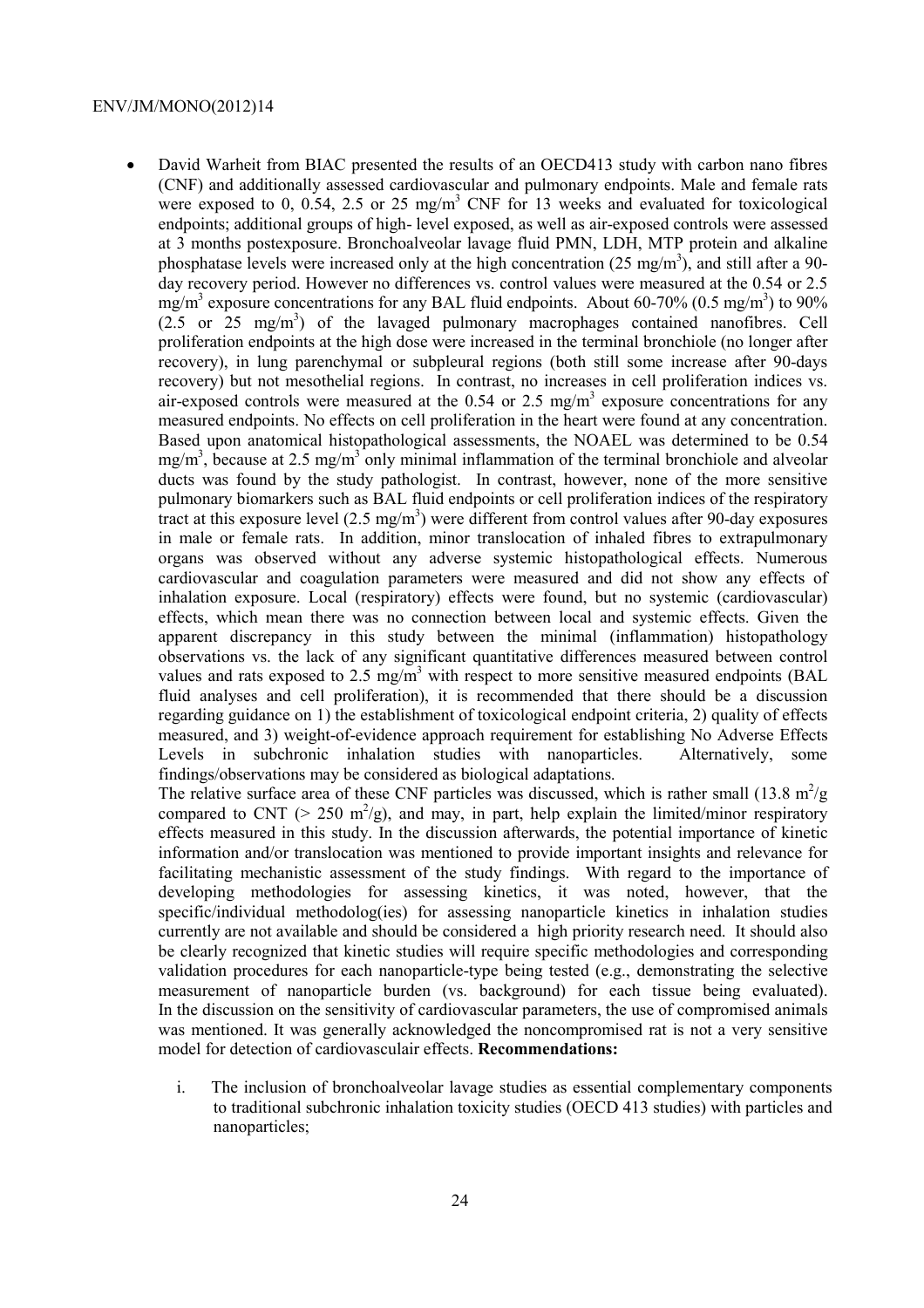- David Warheit from BIAC presented the results of an OECD413 study with carbon nano fibres (CNF) and additionally assessed cardiovascular and pulmonary endpoints. Male and female rats were exposed to 0, 0.54, 2.5 or 25 mg/m$^3$ CNF for 13 weeks and evaluated for toxicological endpoints; additional groups of high- level exposed, as well as air-exposed controls were assessed at 3 months postexposure. Bronchoalveolar lavage fluid PMN, LDH, MTP protein and alkaline phosphatase levels were increased only at the high concentration (25 mg/m$^3$), and still after a 90-day recovery period. However no differences vs. control values were measured at the 0.54 or 2.5 mg/m$^3$ exposure concentrations for any BAL fluid endpoints. About 60-70% (0.5 mg/m$^3$) to 90% (2.5 or 25 mg/m$^3$) of the lavaged pulmonary macrophages contained nanofibres. Cell proliferation endpoints at the high dose were increased in the terminal bronchiole (no longer after recovery), in lung parenchymal or subpleural regions (both still some increase after 90-days recovery) but not mesothelial regions. In contrast, no increases in cell proliferation indices vs. air-exposed controls were measured at the 0.54 or 2.5 mg/m$^3$ exposure concentrations for any measured endpoints. No effects on cell proliferation in the heart were found at any concentration. Based upon anatomical histopathological assessments, the NOAEL was determined to be 0.54 mg/m$^3$, because at 2.5 mg/m$^3$ only minimal inflammation of the terminal bronchiole and alveolar ducts was found by the study pathologist. In contrast, however, none of the more sensitive pulmonary biomarkers such as BAL fluid endpoints or cell proliferation indices of the respiratory tract at this exposure level (2.5 mg/m$^3$) were different from control values after 90-day exposures in male or female rats. In addition, minor translocation of inhaled fibres to extrapulmonary organs was observed without any adverse systemic histopathological effects. Numerous cardiovascular and coagulation parameters were measured and did not show any effects of inhalation exposure. Local (respiratory) effects were found, but no systemic (cardiovascular) effects, which mean there was no connection between local and systemic effects. Given the apparent discrepancy in this study between the minimal (inflammation) histopathology observations vs. the lack of any significant quantitative differences measured between control values and rats exposed to 2.5 mg/m$^3$ with respect to more sensitive measured endpoints (BAL fluid analyses and cell proliferation), it is recommended that there should be a discussion regarding guidance on 1) the establishment of toxicological endpoint criteria, 2) quality of effects measured, and 3) weight-of-evidence approach requirement for establishing No Adverse Effects Levels in subchronic inhalation studies with nanoparticles. Alternatively, some findings/observations may be considered as biological adaptations.

  The relative surface area of these CNF particles was discussed, which is rather small (13.8 m$^2$/g compared to CNT (> 250 m$^2$/g), and may, in part, help explain the limited/minor respiratory effects measured in this study. In the discussion afterwards, the potential importance of kinetic information and/or translocation was mentioned to provide important insights and relevance for facilitating mechanistic assessment of the study findings. With regard to the importance of developing methodologies for assessing kinetics, it was noted, however, that the specific/individual methodolog(ies) for assessing nanoparticle kinetics in inhalation studies currently are not available and should be considered a high priority research need. It should also be clearly recognized that kinetic studies will require specific methodologies and corresponding validation procedures for each nanoparticle-type being tested (e.g., demonstrating the selective measurement of nanoparticle burden (vs. background) for each tissue being evaluated). In the discussion on the sensitivity of cardiovascular parameters, the use of compromised animals was mentioned. It was generally acknowledged the noncompromised rat is not a very sensitive model for detection of cardiovasculair effects. **Recommendations:**

  i. The inclusion of bronchoalveolar lavage studies as essential complementary components to traditional subchronic inhalation toxicity studies (OECD 413 studies) with particles and nanoparticles;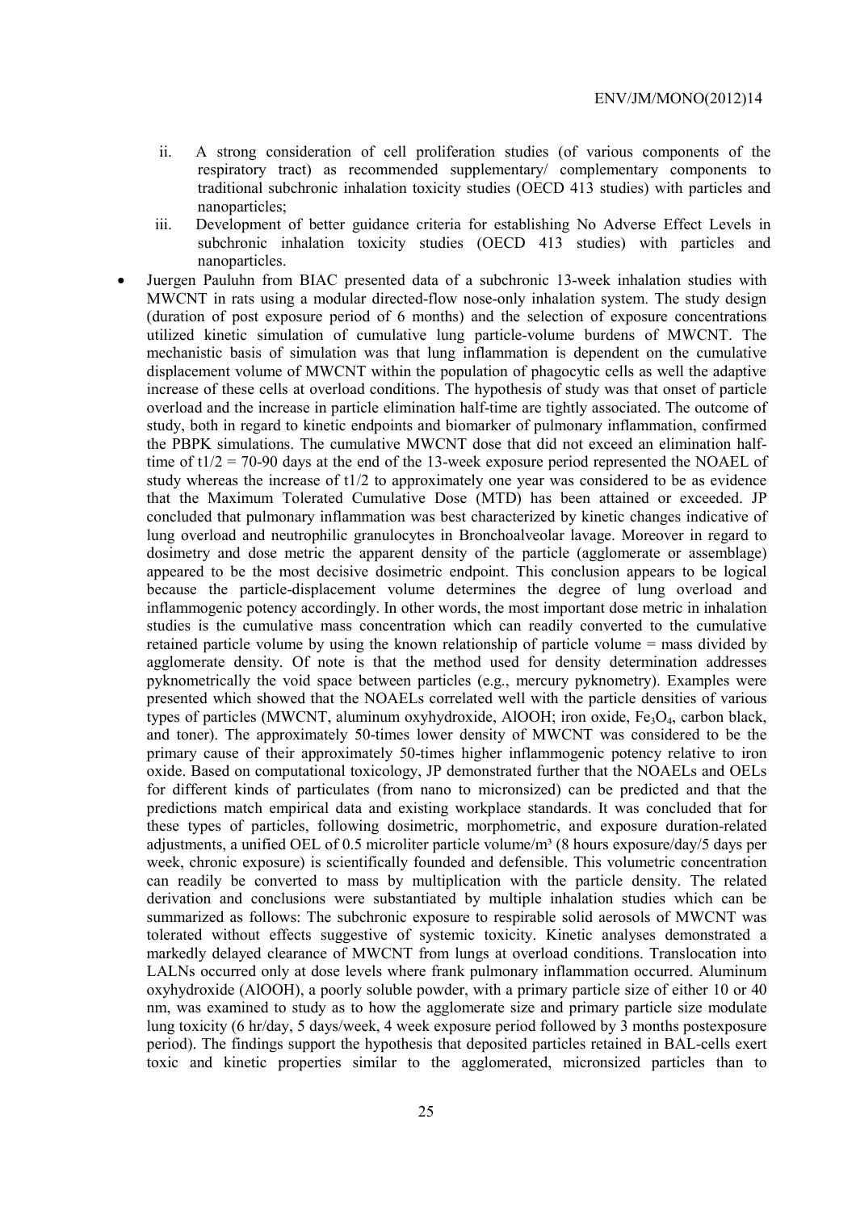ii. A strong consideration of cell proliferation studies (of various components of the respiratory tract) as recommended supplementary/ complementary components to traditional subchronic inhalation toxicity studies (OECD 413 studies) with particles and nanoparticles;

iii. Development of better guidance criteria for establishing No Adverse Effect Levels in subchronic inhalation toxicity studies (OECD 413 studies) with particles and nanoparticles.

- Juergen Pauluhn from BIAC presented data of a subchronic 13-week inhalation studies with MWCNT in rats using a modular directed-flow nose-only inhalation system. The study design (duration of post exposure period of 6 months) and the selection of exposure concentrations utilized kinetic simulation of cumulative lung particle-volume burdens of MWCNT. The mechanistic basis of simulation was that lung inflammation is dependent on the cumulative displacement volume of MWCNT within the population of phagocytic cells as well the adaptive increase of these cells at overload conditions. The hypothesis of study was that onset of particle overload and the increase in particle elimination half-time are tightly associated. The outcome of study, both in regard to kinetic endpoints and biomarker of pulmonary inflammation, confirmed the PBPK simulations. The cumulative MWCNT dose that did not exceed an elimination half-time of $t1/2 = 70$-$90$ days at the end of the 13-week exposure period represented the NOAEL of study whereas the increase of t1/2 to approximately one year was considered to be as evidence that the Maximum Tolerated Cumulative Dose (MTD) has been attained or exceeded. JP concluded that pulmonary inflammation was best characterized by kinetic changes indicative of lung overload and neutrophilic granulocytes in Bronchoalveolar lavage. Moreover in regard to dosimetry and dose metric the apparent density of the particle (agglomerate or assemblage) appeared to be the most decisive dosimetric endpoint. This conclusion appears to be logical because the particle-displacement volume determines the degree of lung overload and inflammogenic potency accordingly. In other words, the most important dose metric in inhalation studies is the cumulative mass concentration which can readily converted to the cumulative retained particle volume by using the known relationship of particle volume = mass divided by agglomerate density. Of note is that the method used for density determination addresses pyknometrically the void space between particles (e.g., mercury pyknometry). Examples were presented which showed that the NOAELs correlated well with the particle densities of various types of particles (MWCNT, aluminum oxyhydroxide, AlOOH; iron oxide, $Fe_3O_4$, carbon black, and toner). The approximately 50-times lower density of MWCNT was considered to be the primary cause of their approximately 50-times higher inflammogenic potency relative to iron oxide. Based on computational toxicology, JP demonstrated further that the NOAELs and OELs for different kinds of particulates (from nano to micronsized) can be predicted and that the predictions match empirical data and existing workplace standards. It was concluded that for these types of particles, following dosimetric, morphometric, and exposure duration-related adjustments, a unified OEL of 0.5 microliter particle volume/m³ (8 hours exposure/day/5 days per week, chronic exposure) is scientifically founded and defensible. This volumetric concentration can readily be converted to mass by multiplication with the particle density. The related derivation and conclusions were substantiated by multiple inhalation studies which can be summarized as follows: The subchronic exposure to respirable solid aerosols of MWCNT was tolerated without effects suggestive of systemic toxicity. Kinetic analyses demonstrated a markedly delayed clearance of MWCNT from lungs at overload conditions. Translocation into LALNs occurred only at dose levels where frank pulmonary inflammation occurred. Aluminum oxyhydroxide (AlOOH), a poorly soluble powder, with a primary particle size of either 10 or 40 nm, was examined to study as to how the agglomerate size and primary particle size modulate lung toxicity (6 hr/day, 5 days/week, 4 week exposure period followed by 3 months postexposure period). The findings support the hypothesis that deposited particles retained in BAL-cells exert toxic and kinetic properties similar to the agglomerated, micronsized particles than to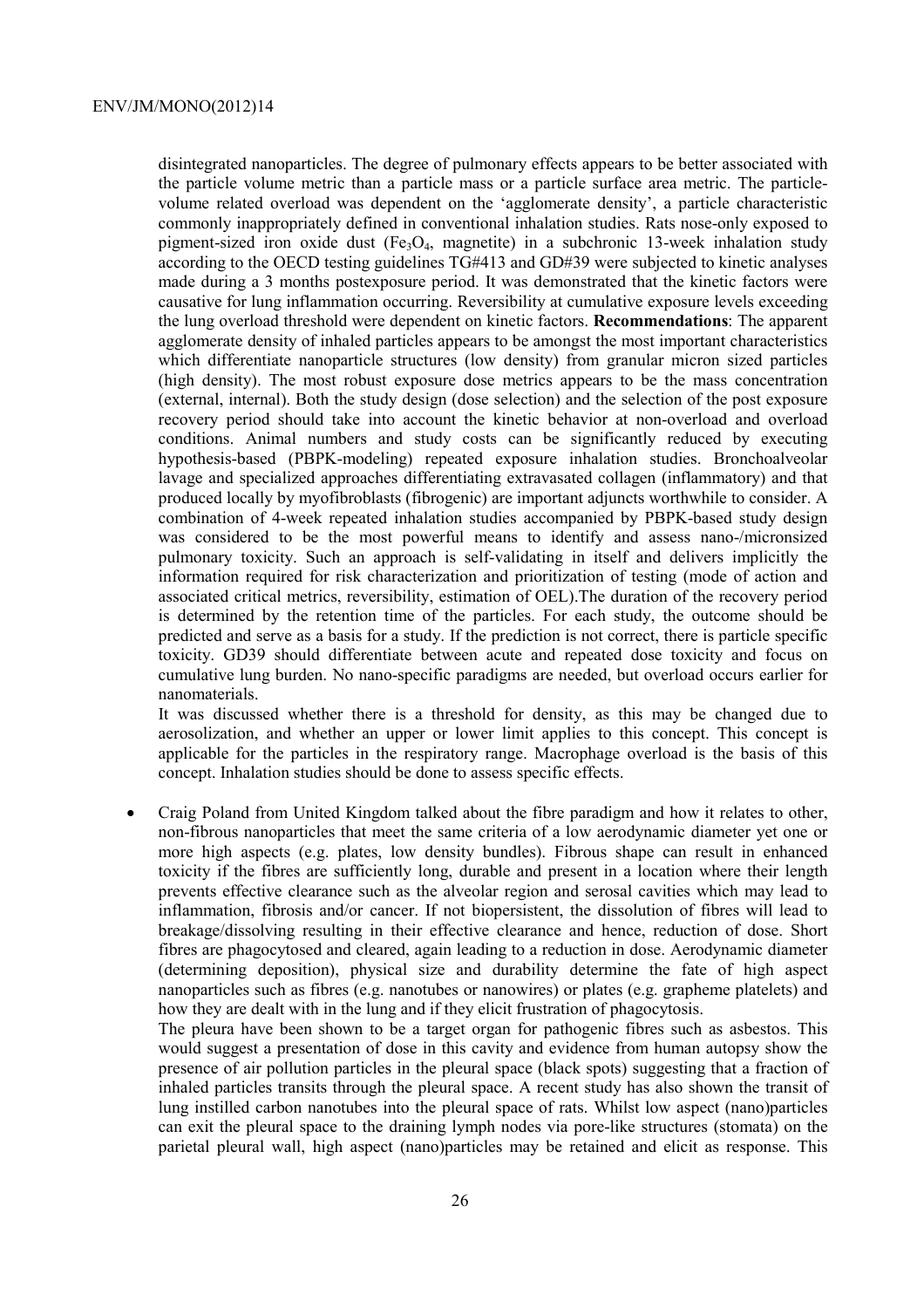disintegrated nanoparticles. The degree of pulmonary effects appears to be better associated with the particle volume metric than a particle mass or a particle surface area metric. The particle-volume related overload was dependent on the 'agglomerate density', a particle characteristic commonly inappropriately defined in conventional inhalation studies. Rats nose-only exposed to pigment-sized iron oxide dust ($Fe_3O_4$, magnetite) in a subchronic 13-week inhalation study according to the OECD testing guidelines TG#413 and GD#39 were subjected to kinetic analyses made during a 3 months postexposure period. It was demonstrated that the kinetic factors were causative for lung inflammation occurring. Reversibility at cumulative exposure levels exceeding the lung overload threshold were dependent on kinetic factors. **Recommendations**: The apparent agglomerate density of inhaled particles appears to be amongst the most important characteristics which differentiate nanoparticle structures (low density) from granular micron sized particles (high density). The most robust exposure dose metrics appears to be the mass concentration (external, internal). Both the study design (dose selection) and the selection of the post exposure recovery period should take into account the kinetic behavior at non-overload and overload conditions. Animal numbers and study costs can be significantly reduced by executing hypothesis-based (PBPK-modeling) repeated exposure inhalation studies. Bronchoalveolar lavage and specialized approaches differentiating extravasated collagen (inflammatory) and that produced locally by myofibroblasts (fibrogenic) are important adjuncts worthwhile to consider. A combination of 4-week repeated inhalation studies accompanied by PBPK-based study design was considered to be the most powerful means to identify and assess nano-/micronsized pulmonary toxicity. Such an approach is self-validating in itself and delivers implicitly the information required for risk characterization and prioritization of testing (mode of action and associated critical metrics, reversibility, estimation of OEL).The duration of the recovery period is determined by the retention time of the particles. For each study, the outcome should be predicted and serve as a basis for a study. If the prediction is not correct, there is particle specific toxicity. GD39 should differentiate between acute and repeated dose toxicity and focus on cumulative lung burden. No nano-specific paradigms are needed, but overload occurs earlier for nanomaterials.

It was discussed whether there is a threshold for density, as this may be changed due to aerosolization, and whether an upper or lower limit applies to this concept. This concept is applicable for the particles in the respiratory range. Macrophage overload is the basis of this concept. Inhalation studies should be done to assess specific effects.

- Craig Poland from United Kingdom talked about the fibre paradigm and how it relates to other, non-fibrous nanoparticles that meet the same criteria of a low aerodynamic diameter yet one or more high aspects (e.g. plates, low density bundles). Fibrous shape can result in enhanced toxicity if the fibres are sufficiently long, durable and present in a location where their length prevents effective clearance such as the alveolar region and serosal cavities which may lead to inflammation, fibrosis and/or cancer. If not biopersistent, the dissolution of fibres will lead to breakage/dissolving resulting in their effective clearance and hence, reduction of dose. Short fibres are phagocytosed and cleared, again leading to a reduction in dose. Aerodynamic diameter (determining deposition), physical size and durability determine the fate of high aspect nanoparticles such as fibres (e.g. nanotubes or nanowires) or plates (e.g. grapheme platelets) and how they are dealt with in the lung and if they elicit frustration of phagocytosis.

  The pleura have been shown to be a target organ for pathogenic fibres such as asbestos. This would suggest a presentation of dose in this cavity and evidence from human autopsy show the presence of air pollution particles in the pleural space (black spots) suggesting that a fraction of inhaled particles transits through the pleural space. A recent study has also shown the transit of lung instilled carbon nanotubes into the pleural space of rats. Whilst low aspect (nano)particles can exit the pleural space to the draining lymph nodes via pore-like structures (stomata) on the parietal pleural wall, high aspect (nano)particles may be retained and elicit as response. This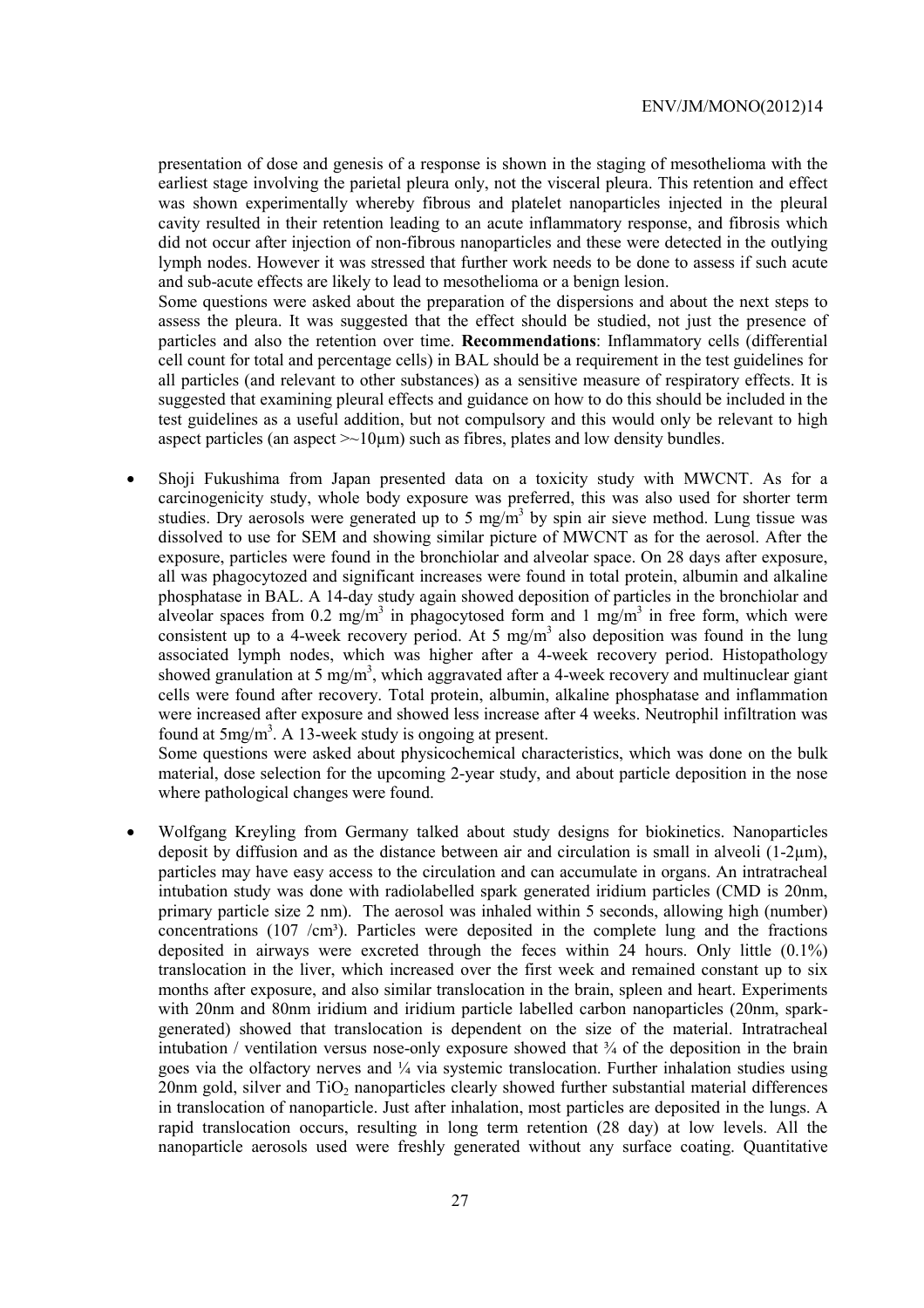presentation of dose and genesis of a response is shown in the staging of mesothelioma with the earliest stage involving the parietal pleura only, not the visceral pleura. This retention and effect was shown experimentally whereby fibrous and platelet nanoparticles injected in the pleural cavity resulted in their retention leading to an acute inflammatory response, and fibrosis which did not occur after injection of non-fibrous nanoparticles and these were detected in the outlying lymph nodes. However it was stressed that further work needs to be done to assess if such acute and sub-acute effects are likely to lead to mesothelioma or a benign lesion.

Some questions were asked about the preparation of the dispersions and about the next steps to assess the pleura. It was suggested that the effect should be studied, not just the presence of particles and also the retention over time. **Recommendations**: Inflammatory cells (differential cell count for total and percentage cells) in BAL should be a requirement in the test guidelines for all particles (and relevant to other substances) as a sensitive measure of respiratory effects. It is suggested that examining pleural effects and guidance on how to do this should be included in the test guidelines as a useful addition, but not compulsory and this would only be relevant to high aspect particles (an aspect >~10µm) such as fibres, plates and low density bundles.

- Shoji Fukushima from Japan presented data on a toxicity study with MWCNT. As for a carcinogenicity study, whole body exposure was preferred, this was also used for shorter term studies. Dry aerosols were generated up to 5 mg/m$^3$ by spin air sieve method. Lung tissue was dissolved to use for SEM and showing similar picture of MWCNT as for the aerosol. After the exposure, particles were found in the bronchiolar and alveolar space. On 28 days after exposure, all was phagocytozed and significant increases were found in total protein, albumin and alkaline phosphatase in BAL. A 14-day study again showed deposition of particles in the bronchiolar and alveolar spaces from 0.2 mg/m$^3$ in phagocytosed form and 1 mg/m$^3$ in free form, which were consistent up to a 4-week recovery period. At 5 mg/m$^3$ also deposition was found in the lung associated lymph nodes, which was higher after a 4-week recovery period. Histopathology showed granulation at 5 mg/m$^3$, which aggravated after a 4-week recovery and multinuclear giant cells were found after recovery. Total protein, albumin, alkaline phosphatase and inflammation were increased after exposure and showed less increase after 4 weeks. Neutrophil infiltration was found at 5mg/m$^3$. A 13-week study is ongoing at present.

  Some questions were asked about physicochemical characteristics, which was done on the bulk material, dose selection for the upcoming 2-year study, and about particle deposition in the nose where pathological changes were found.

- Wolfgang Kreyling from Germany talked about study designs for biokinetics. Nanoparticles deposit by diffusion and as the distance between air and circulation is small in alveoli (1-2µm), particles may have easy access to the circulation and can accumulate in organs. An intratracheal intubation study was done with radiolabelled spark generated iridium particles (CMD is 20nm, primary particle size 2 nm). The aerosol was inhaled within 5 seconds, allowing high (number) concentrations (107 /cm³). Particles were deposited in the complete lung and the fractions deposited in airways were excreted through the feces within 24 hours. Only little (0.1%) translocation in the liver, which increased over the first week and remained constant up to six months after exposure, and also similar translocation in the brain, spleen and heart. Experiments with 20nm and 80nm iridium and iridium particle labelled carbon nanoparticles (20nm, spark-generated) showed that translocation is dependent on the size of the material. Intratracheal intubation / ventilation versus nose-only exposure showed that ¾ of the deposition in the brain goes via the olfactory nerves and ¼ via systemic translocation. Further inhalation studies using 20nm gold, silver and $TiO_2$ nanoparticles clearly showed further substantial material differences in translocation of nanoparticle. Just after inhalation, most particles are deposited in the lungs. A rapid translocation occurs, resulting in long term retention (28 day) at low levels. All the nanoparticle aerosols used were freshly generated without any surface coating. Quantitative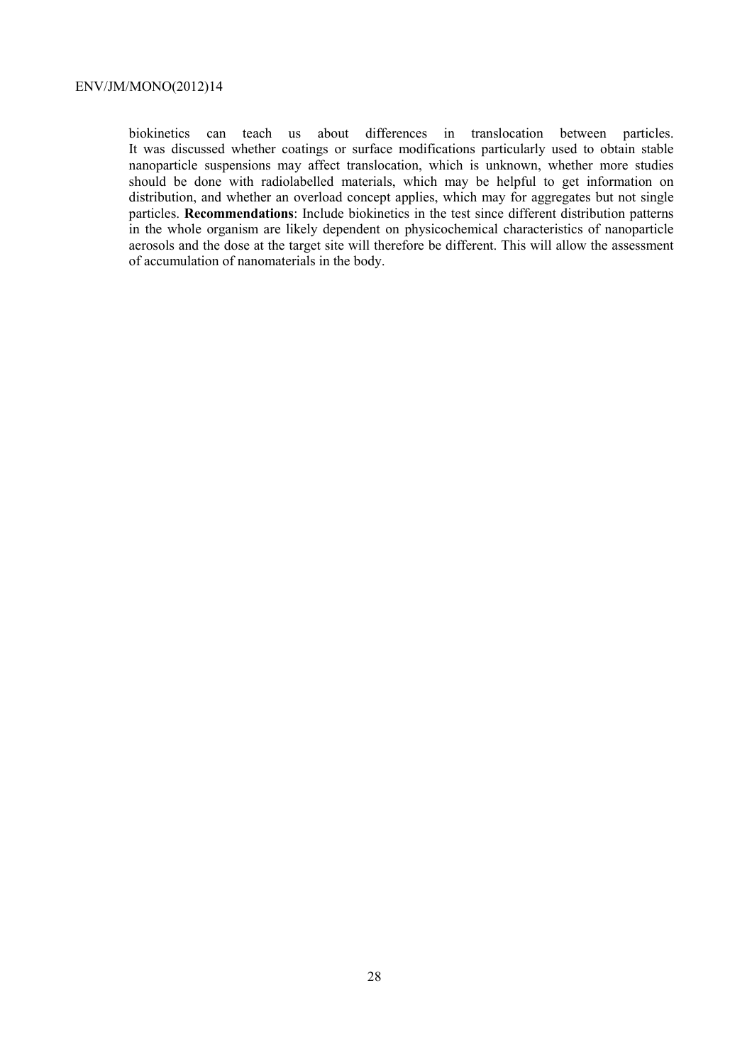biokinetics can teach us about differences in translocation between particles. It was discussed whether coatings or surface modifications particularly used to obtain stable nanoparticle suspensions may affect translocation, which is unknown, whether more studies should be done with radiolabelled materials, which may be helpful to get information on distribution, and whether an overload concept applies, which may for aggregates but not single particles. **Recommendations**: Include biokinetics in the test since different distribution patterns in the whole organism are likely dependent on physicochemical characteristics of nanoparticle aerosols and the dose at the target site will therefore be different. This will allow the assessment of accumulation of nanomaterials in the body.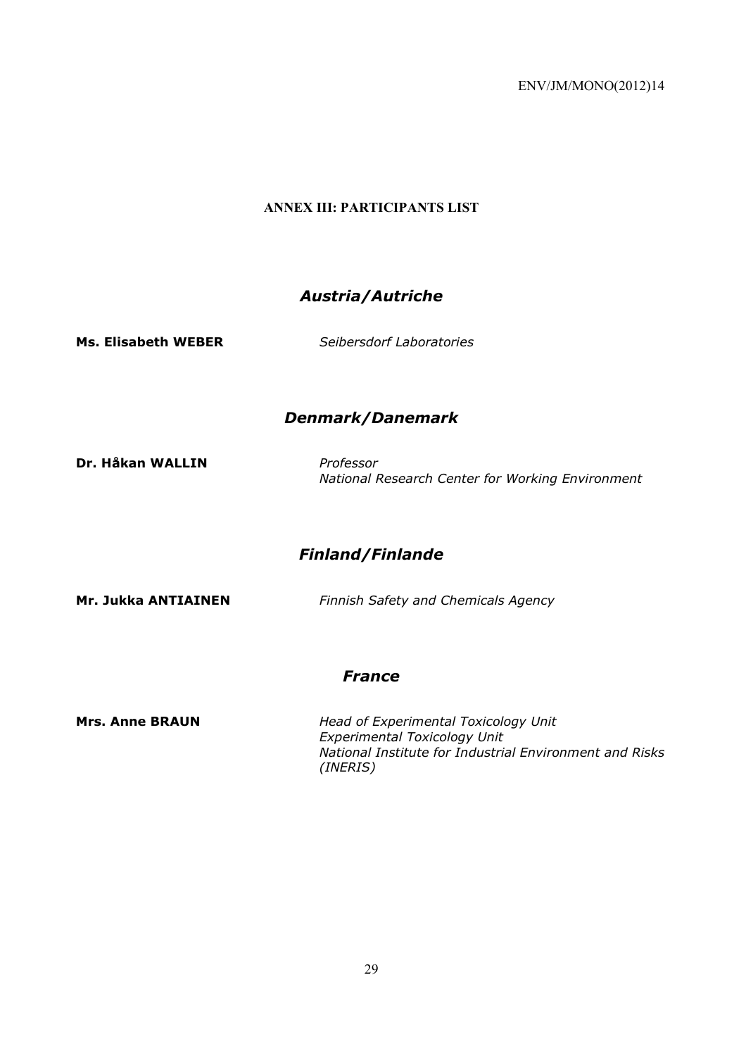## ANNEX III: PARTICIPANTS LIST

### *Austria/Autriche*

**Ms. Elisabeth WEBER** — *Seibersdorf Laboratories*

### *Denmark/Danemark*

**Dr. Håkan WALLIN** — *Professor*
*National Research Center for Working Environment*

### *Finland/Finlande*

**Mr. Jukka ANTIAINEN** — *Finnish Safety and Chemicals Agency*

### *France*

**Mrs. Anne BRAUN** — *Head of Experimental Toxicology Unit*
*Experimental Toxicology Unit*
*National Institute for Industrial Environment and Risks (INERIS)*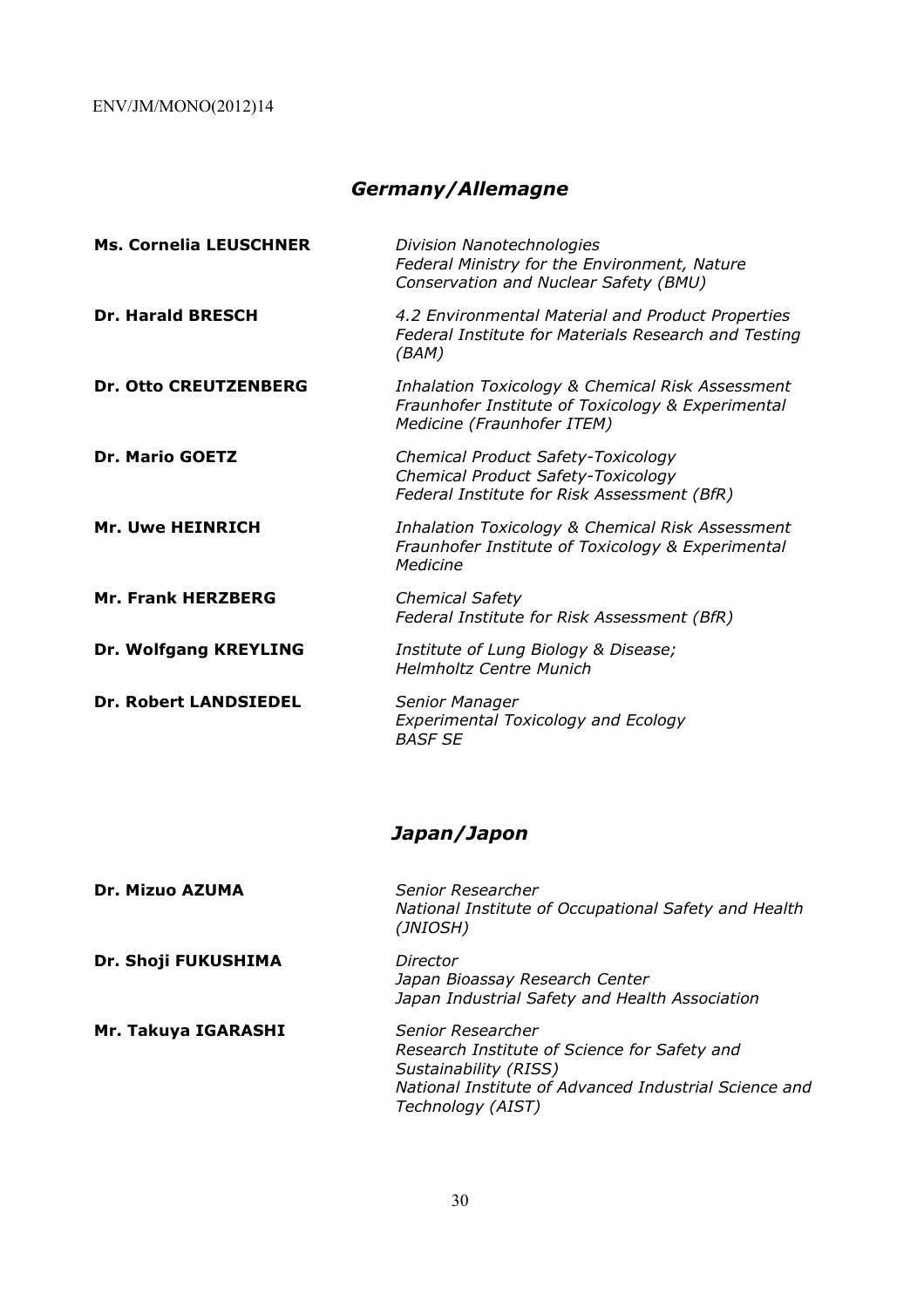## *Germany/Allemagne*

| | |
|---|---|
| **Ms. Cornelia LEUSCHNER** | *Division Nanotechnologies*<br>*Federal Ministry for the Environment, Nature Conservation and Nuclear Safety (BMU)* |
| **Dr. Harald BRESCH** | *4.2 Environmental Material and Product Properties*<br>*Federal Institute for Materials Research and Testing (BAM)* |
| **Dr. Otto CREUTZENBERG** | *Inhalation Toxicology & Chemical Risk Assessment*<br>*Fraunhofer Institute of Toxicology & Experimental Medicine (Fraunhofer ITEM)* |
| **Dr. Mario GOETZ** | *Chemical Product Safety-Toxicology*<br>*Chemical Product Safety-Toxicology*<br>*Federal Institute for Risk Assessment (BfR)* |
| **Mr. Uwe HEINRICH** | *Inhalation Toxicology & Chemical Risk Assessment*<br>*Fraunhofer Institute of Toxicology & Experimental Medicine* |
| **Mr. Frank HERZBERG** | *Chemical Safety*<br>*Federal Institute for Risk Assessment (BfR)* |
| **Dr. Wolfgang KREYLING** | *Institute of Lung Biology & Disease;*<br>*Helmholtz Centre Munich* |
| **Dr. Robert LANDSIEDEL** | *Senior Manager*<br>*Experimental Toxicology and Ecology*<br>*BASF SE* |

## *Japan/Japon*

| | |
|---|---|
| **Dr. Mizuo AZUMA** | *Senior Researcher*<br>*National Institute of Occupational Safety and Health (JNIOSH)* |
| **Dr. Shoji FUKUSHIMA** | *Director*<br>*Japan Bioassay Research Center*<br>*Japan Industrial Safety and Health Association* |
| **Mr. Takuya IGARASHI** | *Senior Researcher*<br>*Research Institute of Science for Safety and Sustainability (RISS)*<br>*National Institute of Advanced Industrial Science and Technology (AIST)* |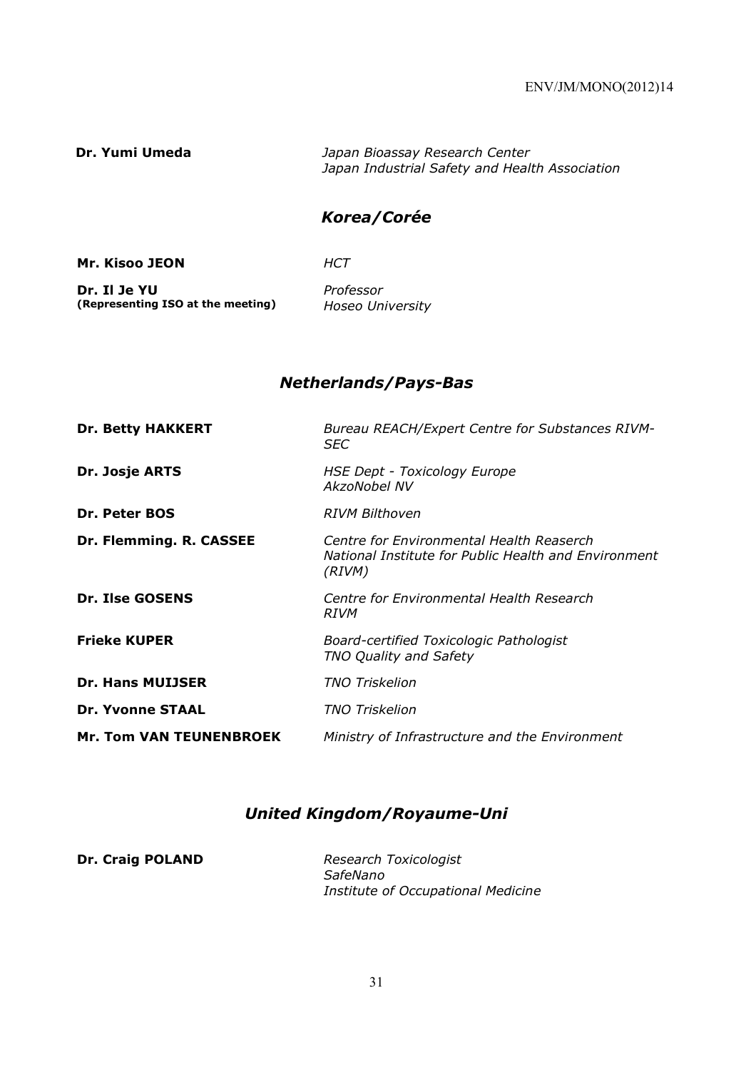| | |
|---|---|
| **Dr. Yumi Umeda** | *Japan Bioassay Research Center*<br>*Japan Industrial Safety and Health Association* |

## *Korea/Corée*

| | |
|---|---|
| **Mr. Kisoo JEON** | *HCT* |
| **Dr. Il Je YU**<br>**(Representing ISO at the meeting)** | *Professor*<br>*Hoseo University* |

## *Netherlands/Pays-Bas*

| | |
|---|---|
| **Dr. Betty HAKKERT** | *Bureau REACH/Expert Centre for Substances RIVM-SEC* |
| **Dr. Josje ARTS** | *HSE Dept - Toxicology Europe*<br>*AkzoNobel NV* |
| **Dr. Peter BOS** | *RIVM Bilthoven* |
| **Dr. Flemming. R. CASSEE** | *Centre for Environmental Health Reaserch*<br>*National Institute for Public Health and Environment (RIVM)* |
| **Dr. Ilse GOSENS** | *Centre for Environmental Health Research*<br>*RIVM* |
| **Frieke KUPER** | *Board-certified Toxicologic Pathologist*<br>*TNO Quality and Safety* |
| **Dr. Hans MUIJSER** | *TNO Triskelion* |
| **Dr. Yvonne STAAL** | *TNO Triskelion* |
| **Mr. Tom VAN TEUNENBROEK** | *Ministry of Infrastructure and the Environment* |

## *United Kingdom/Royaume-Uni*

| | |
|---|---|
| **Dr. Craig POLAND** | *Research Toxicologist*<br>*SafeNano*<br>*Institute of Occupational Medicine* |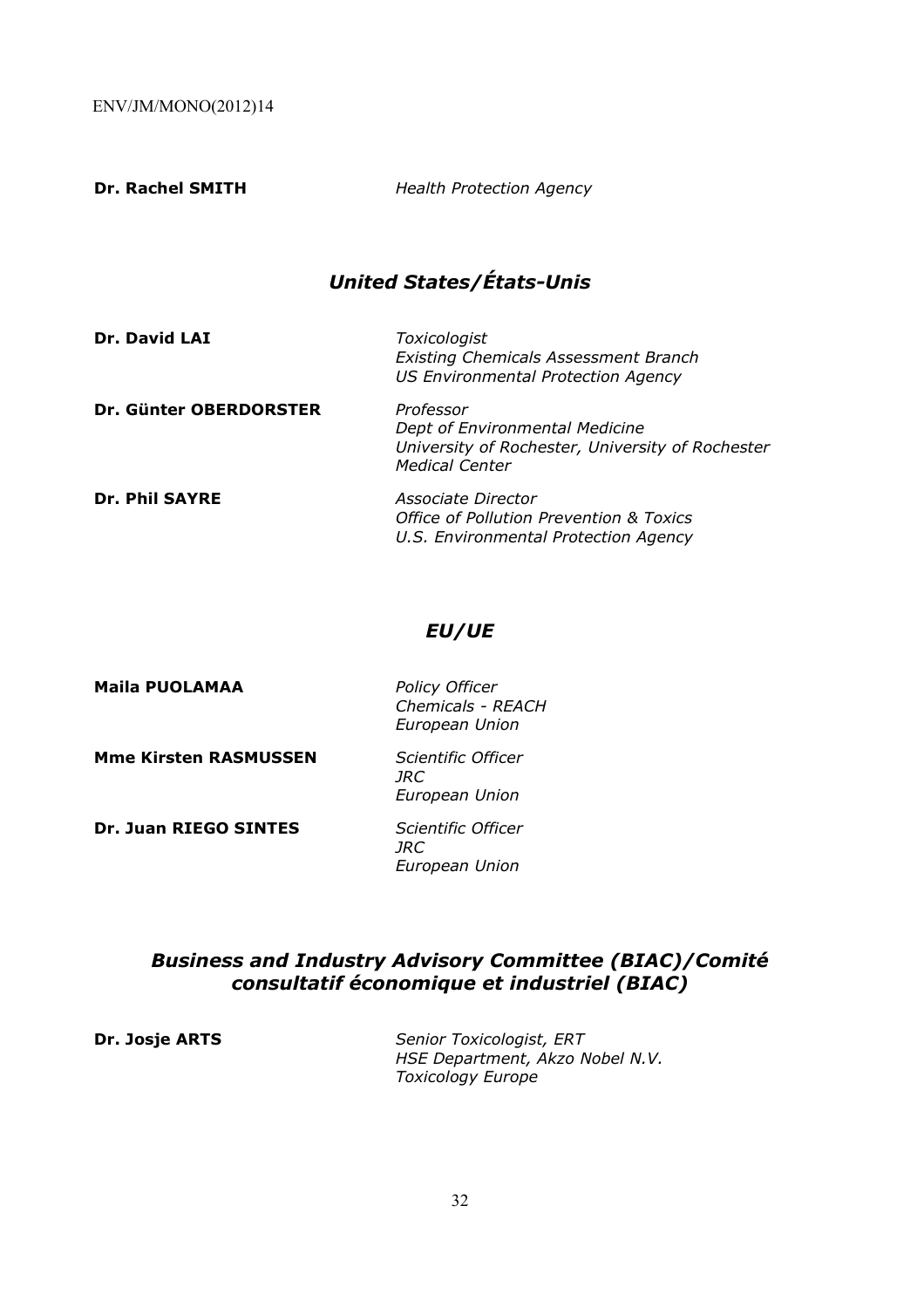**Dr. Rachel SMITH** | *Health Protection Agency*

## *United States/États-Unis*

**Dr. David LAI**
*Toxicologist*
*Existing Chemicals Assessment Branch*
*US Environmental Protection Agency*

**Dr. Günter OBERDORSTER**
*Professor*
*Dept of Environmental Medicine*
*University of Rochester, University of Rochester Medical Center*

**Dr. Phil SAYRE**
*Associate Director*
*Office of Pollution Prevention & Toxics*
*U.S. Environmental Protection Agency*

## *EU/UE*

**Maila PUOLAMAA**
*Policy Officer*
*Chemicals - REACH*
*European Union*

**Mme Kirsten RASMUSSEN**
*Scientific Officer*
*JRC*
*European Union*

**Dr. Juan RIEGO SINTES**
*Scientific Officer*
*JRC*
*European Union*

## *Business and Industry Advisory Committee (BIAC)/Comité consultatif économique et industriel (BIAC)*

**Dr. Josje ARTS**
*Senior Toxicologist, ERT*
*HSE Department, Akzo Nobel N.V.*
*Toxicology Europe*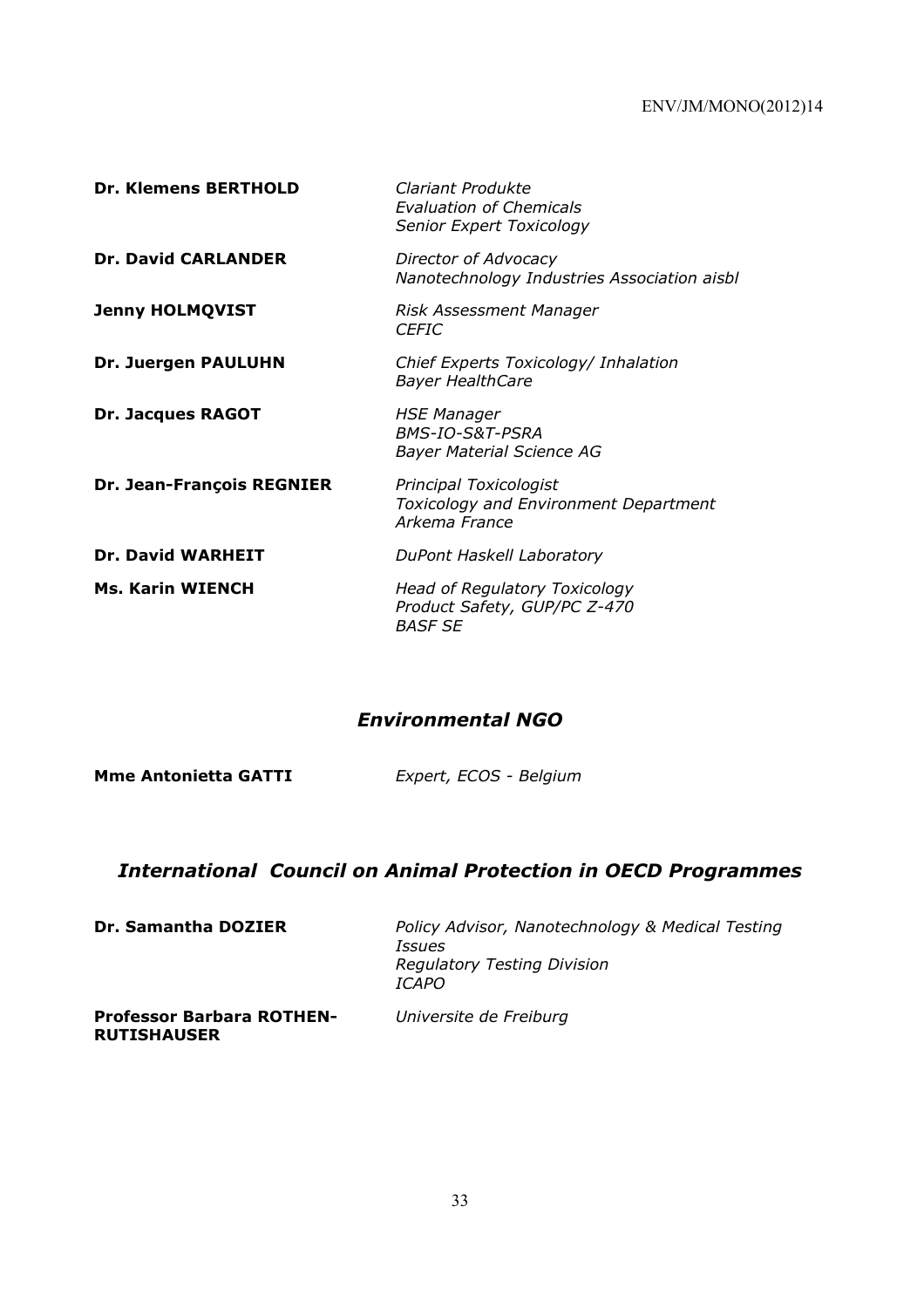| | |
|---|---|
| **Dr. Klemens BERTHOLD** | *Clariant Produkte*<br>*Evaluation of Chemicals*<br>*Senior Expert Toxicology* |
| **Dr. David CARLANDER** | *Director of Advocacy*<br>*Nanotechnology Industries Association aisbl* |
| **Jenny HOLMQVIST** | *Risk Assessment Manager*<br>*CEFIC* |
| **Dr. Juergen PAULUHN** | *Chief Experts Toxicology/ Inhalation*<br>*Bayer HealthCare* |
| **Dr. Jacques RAGOT** | *HSE Manager*<br>*BMS-IO-S&T-PSRA*<br>*Bayer Material Science AG* |
| **Dr. Jean-François REGNIER** | *Principal Toxicologist*<br>*Toxicology and Environment Department*<br>*Arkema France* |
| **Dr. David WARHEIT** | *DuPont Haskell Laboratory* |
| **Ms. Karin WIENCH** | *Head of Regulatory Toxicology*<br>*Product Safety, GUP/PC Z-470*<br>*BASF SE* |

## *Environmental NGO*

| | |
|---|---|
| **Mme Antonietta GATTI** | *Expert, ECOS - Belgium* |

## *International Council on Animal Protection in OECD Programmes*

| | |
|---|---|
| **Dr. Samantha DOZIER** | *Policy Advisor, Nanotechnology & Medical Testing Issues*<br>*Regulatory Testing Division*<br>*ICAPO* |
| **Professor Barbara ROTHEN-RUTISHAUSER** | *Universite de Freiburg* |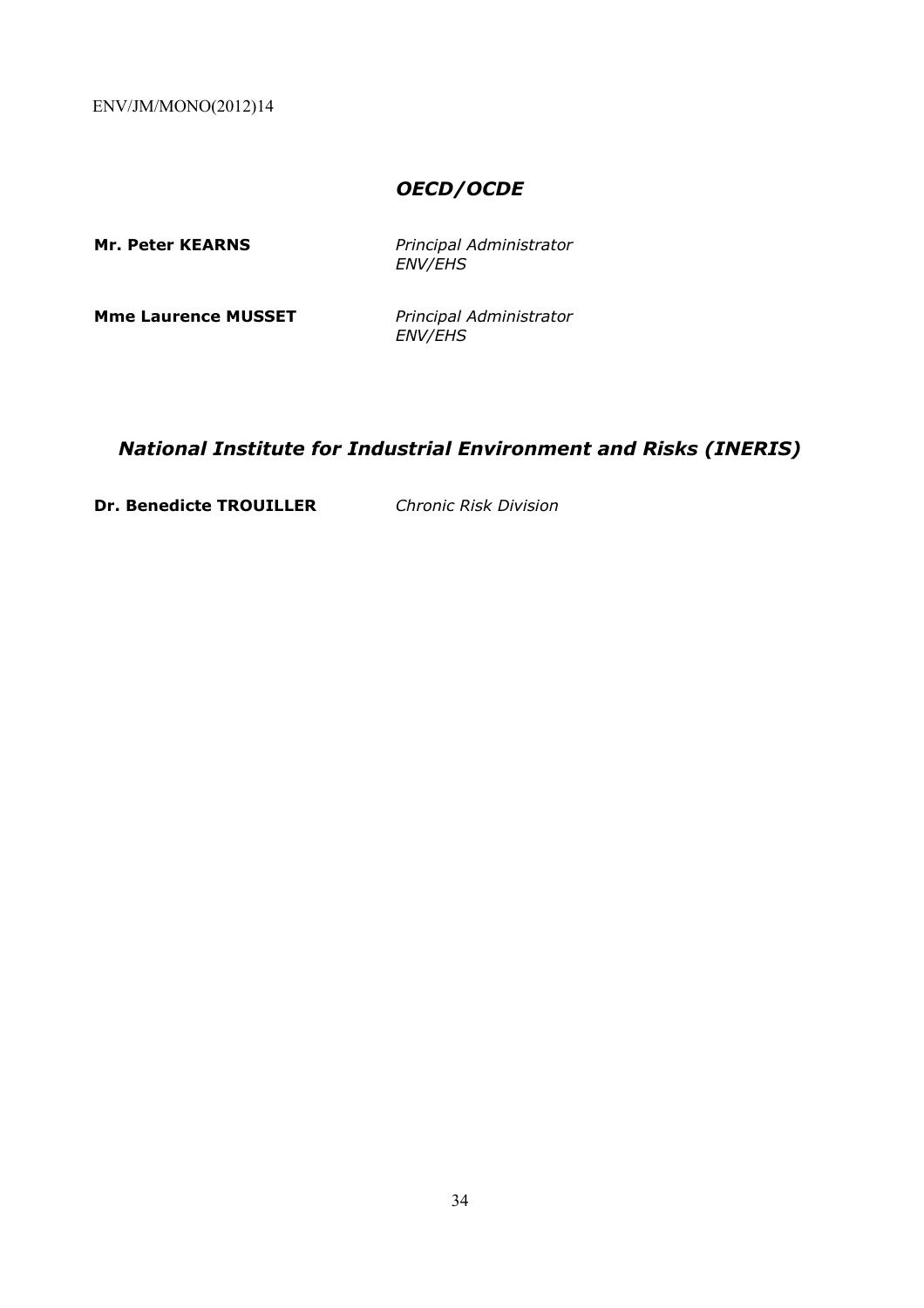## *OECD/OCDE*

| | |
|---|---|
| **Mr. Peter KEARNS** | *Principal Administrator* *ENV/EHS* |
| **Mme Laurence MUSSET** | *Principal Administrator* *ENV/EHS* |

## *National Institute for Industrial Environment and Risks (INERIS)*

| | |
|---|---|
| **Dr. Benedicte TROUILLER** | *Chronic Risk Division* |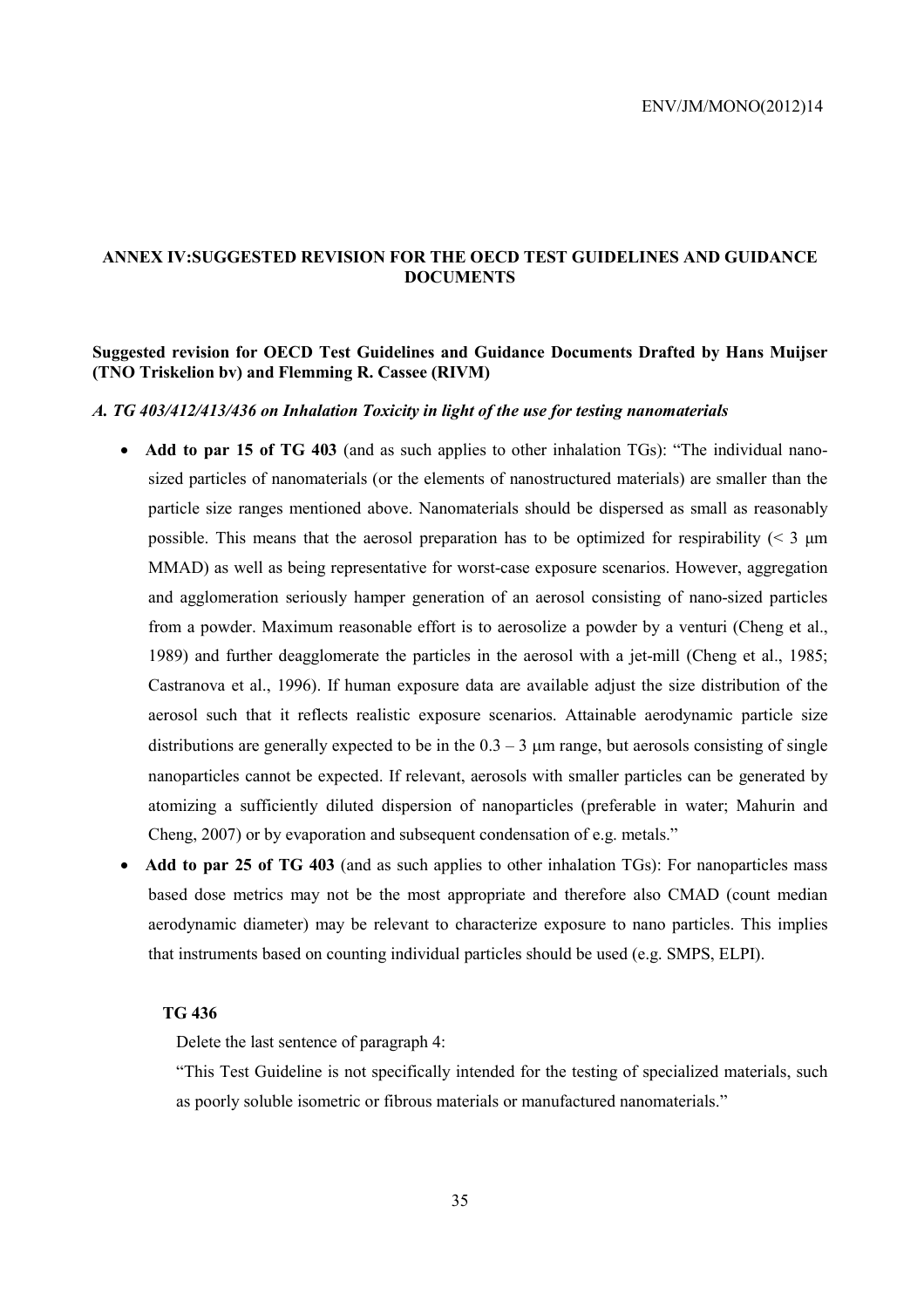## ANNEX IV:SUGGESTED REVISION FOR THE OECD TEST GUIDELINES AND GUIDANCE DOCUMENTS

### Suggested revision for OECD Test Guidelines and Guidance Documents Drafted by Hans Muijser (TNO Triskelion bv) and Flemming R. Cassee (RIVM)

***A. TG 403/412/413/436 on Inhalation Toxicity in light of the use for testing nanomaterials***

- **Add to par 15 of TG 403** (and as such applies to other inhalation TGs): "The individual nano-sized particles of nanomaterials (or the elements of nanostructured materials) are smaller than the particle size ranges mentioned above. Nanomaterials should be dispersed as small as reasonably possible. This means that the aerosol preparation has to be optimized for respirability (< 3 µm MMAD) as well as being representative for worst-case exposure scenarios. However, aggregation and agglomeration seriously hamper generation of an aerosol consisting of nano-sized particles from a powder. Maximum reasonable effort is to aerosolize a powder by a venturi (Cheng et al., 1989) and further deagglomerate the particles in the aerosol with a jet-mill (Cheng et al., 1985; Castranova et al., 1996). If human exposure data are available adjust the size distribution of the aerosol such that it reflects realistic exposure scenarios. Attainable aerodynamic particle size distributions are generally expected to be in the 0.3 – 3 µm range, but aerosols consisting of single nanoparticles cannot be expected. If relevant, aerosols with smaller particles can be generated by atomizing a sufficiently diluted dispersion of nanoparticles (preferable in water; Mahurin and Cheng, 2007) or by evaporation and subsequent condensation of e.g. metals."
- **Add to par 25 of TG 403** (and as such applies to other inhalation TGs): For nanoparticles mass based dose metrics may not be the most appropriate and therefore also CMAD (count median aerodynamic diameter) may be relevant to characterize exposure to nano particles. This implies that instruments based on counting individual particles should be used (e.g. SMPS, ELPI).

**TG 436**

Delete the last sentence of paragraph 4:

"This Test Guideline is not specifically intended for the testing of specialized materials, such as poorly soluble isometric or fibrous materials or manufactured nanomaterials."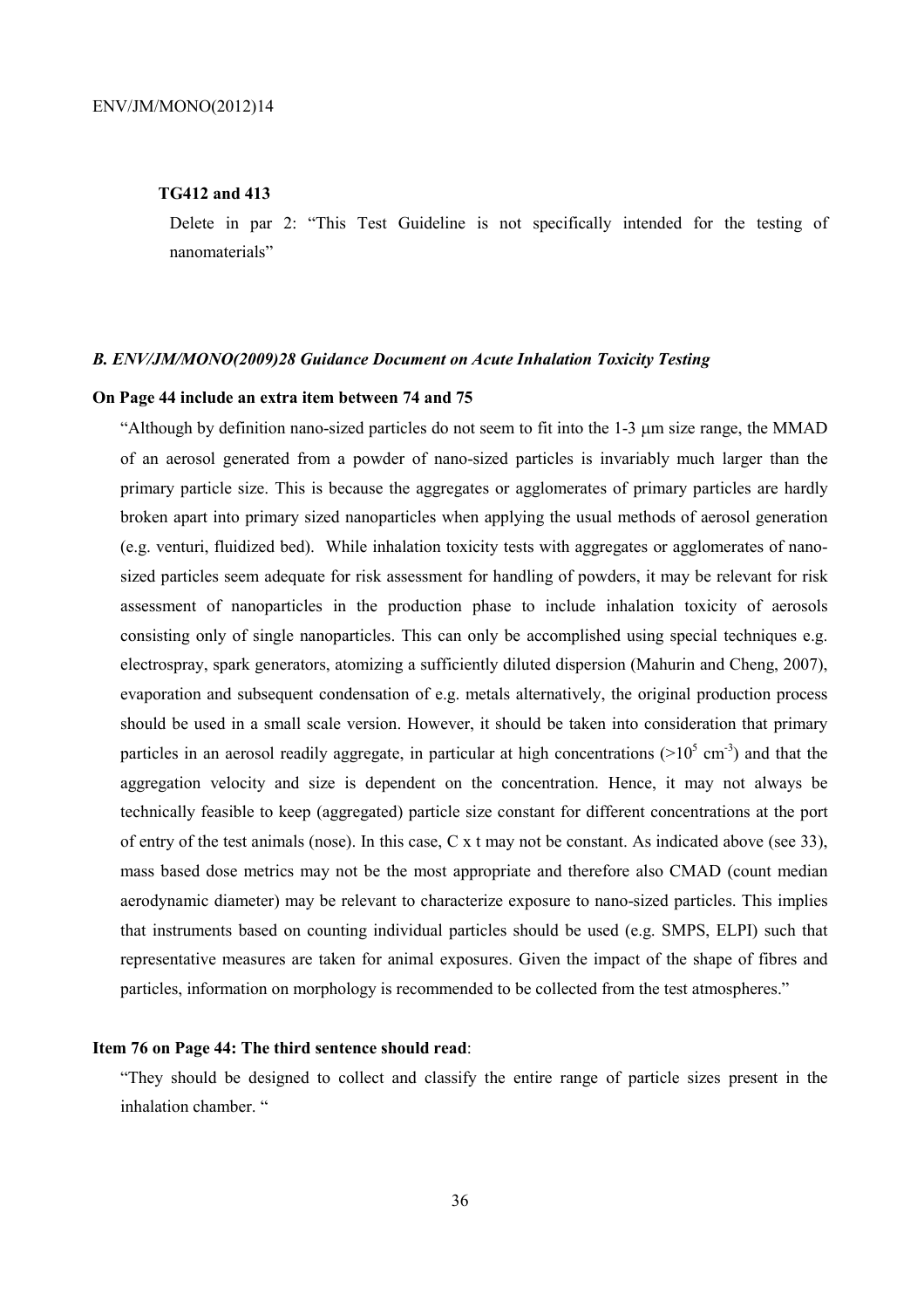**TG412 and 413**

Delete in par 2: “This Test Guideline is not specifically intended for the testing of nanomaterials”

***B. ENV/JM/MONO(2009)28 Guidance Document on Acute Inhalation Toxicity Testing***

**On Page 44 include an extra item between 74 and 75**

“Although by definition nano-sized particles do not seem to fit into the 1-3 μm size range, the MMAD of an aerosol generated from a powder of nano-sized particles is invariably much larger than the primary particle size. This is because the aggregates or agglomerates of primary particles are hardly broken apart into primary sized nanoparticles when applying the usual methods of aerosol generation (e.g. venturi, fluidized bed). While inhalation toxicity tests with aggregates or agglomerates of nano-sized particles seem adequate for risk assessment for handling of powders, it may be relevant for risk assessment of nanoparticles in the production phase to include inhalation toxicity of aerosols consisting only of single nanoparticles. This can only be accomplished using special techniques e.g. electrospray, spark generators, atomizing a sufficiently diluted dispersion (Mahurin and Cheng, 2007), evaporation and subsequent condensation of e.g. metals alternatively, the original production process should be used in a small scale version. However, it should be taken into consideration that primary particles in an aerosol readily aggregate, in particular at high concentrations ($>10^5$ $cm^{-3}$) and that the aggregation velocity and size is dependent on the concentration. Hence, it may not always be technically feasible to keep (aggregated) particle size constant for different concentrations at the port of entry of the test animals (nose). In this case, C x t may not be constant. As indicated above (see 33), mass based dose metrics may not be the most appropriate and therefore also CMAD (count median aerodynamic diameter) may be relevant to characterize exposure to nano-sized particles. This implies that instruments based on counting individual particles should be used (e.g. SMPS, ELPI) such that representative measures are taken for animal exposures. Given the impact of the shape of fibres and particles, information on morphology is recommended to be collected from the test atmospheres.”

**Item 76 on Page 44: The third sentence should read**:

“They should be designed to collect and classify the entire range of particle sizes present in the inhalation chamber. “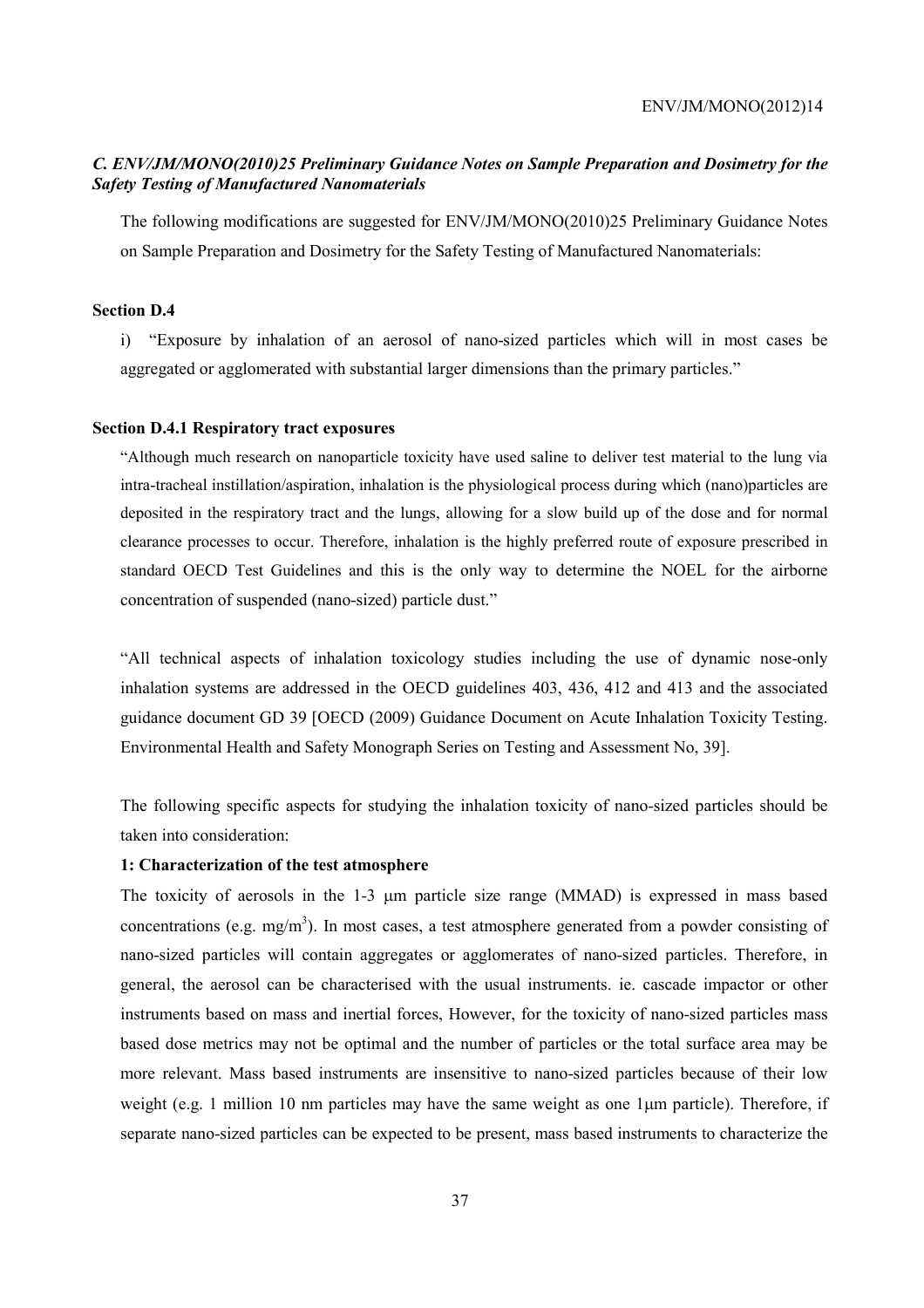### *C. ENV/JM/MONO(2010)25 Preliminary Guidance Notes on Sample Preparation and Dosimetry for the Safety Testing of Manufactured Nanomaterials*

The following modifications are suggested for ENV/JM/MONO(2010)25 Preliminary Guidance Notes on Sample Preparation and Dosimetry for the Safety Testing of Manufactured Nanomaterials:

**Section D.4**

i) "Exposure by inhalation of an aerosol of nano-sized particles which will in most cases be aggregated or agglomerated with substantial larger dimensions than the primary particles."

**Section D.4.1 Respiratory tract exposures**

"Although much research on nanoparticle toxicity have used saline to deliver test material to the lung via intra-tracheal instillation/aspiration, inhalation is the physiological process during which (nano)particles are deposited in the respiratory tract and the lungs, allowing for a slow build up of the dose and for normal clearance processes to occur. Therefore, inhalation is the highly preferred route of exposure prescribed in standard OECD Test Guidelines and this is the only way to determine the NOEL for the airborne concentration of suspended (nano-sized) particle dust."

"All technical aspects of inhalation toxicology studies including the use of dynamic nose-only inhalation systems are addressed in the OECD guidelines 403, 436, 412 and 413 and the associated guidance document GD 39 [OECD (2009) Guidance Document on Acute Inhalation Toxicity Testing. Environmental Health and Safety Monograph Series on Testing and Assessment No, 39].

The following specific aspects for studying the inhalation toxicity of nano-sized particles should be taken into consideration:

**1: Characterization of the test atmosphere**

The toxicity of aerosols in the 1-3 μm particle size range (MMAD) is expressed in mass based concentrations (e.g. $mg/m^3$). In most cases, a test atmosphere generated from a powder consisting of nano-sized particles will contain aggregates or agglomerates of nano-sized particles. Therefore, in general, the aerosol can be characterised with the usual instruments. ie. cascade impactor or other instruments based on mass and inertial forces, However, for the toxicity of nano-sized particles mass based dose metrics may not be optimal and the number of particles or the total surface area may be more relevant. Mass based instruments are insensitive to nano-sized particles because of their low weight (e.g. 1 million 10 nm particles may have the same weight as one 1μm particle). Therefore, if separate nano-sized particles can be expected to be present, mass based instruments to characterize the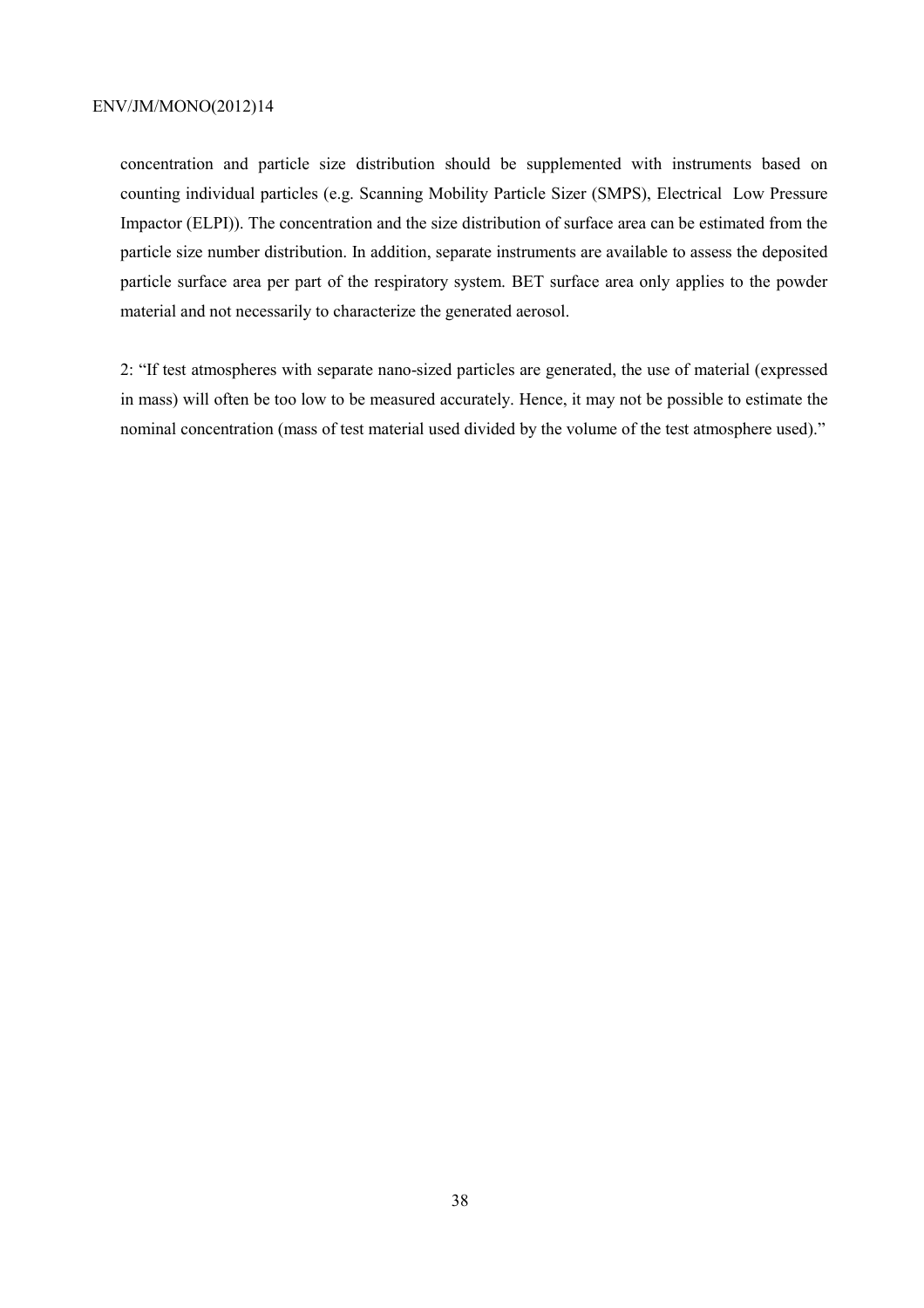concentration and particle size distribution should be supplemented with instruments based on counting individual particles (e.g. Scanning Mobility Particle Sizer (SMPS), Electrical Low Pressure Impactor (ELPI)). The concentration and the size distribution of surface area can be estimated from the particle size number distribution. In addition, separate instruments are available to assess the deposited particle surface area per part of the respiratory system. BET surface area only applies to the powder material and not necessarily to characterize the generated aerosol.

2: "If test atmospheres with separate nano-sized particles are generated, the use of material (expressed in mass) will often be too low to be measured accurately. Hence, it may not be possible to estimate the nominal concentration (mass of test material used divided by the volume of the test atmosphere used)."